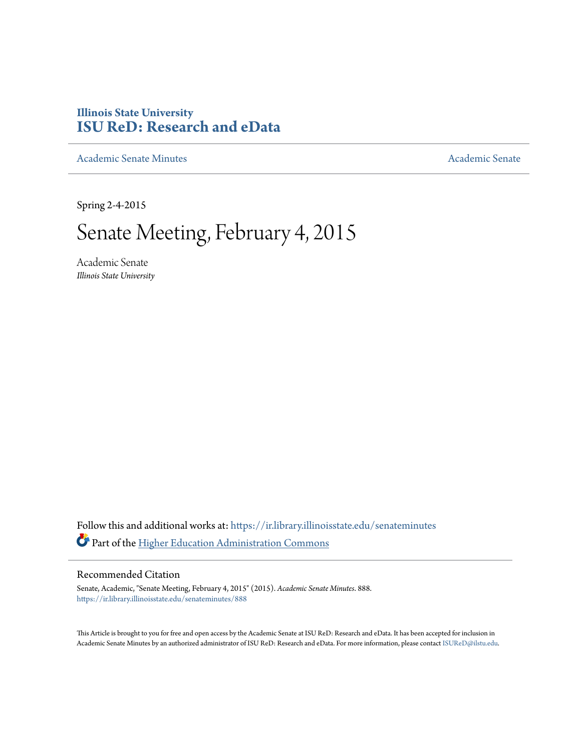**Illinois State University**
# ISU ReD: Research and eData

Academic Senate Minutes | Academic Senate

Spring 2-4-2015

# Senate Meeting, February 4, 2015

Academic Senate
*Illinois State University*

Follow this and additional works at: https://ir.library.illinoisstate.edu/senateminutes

Part of the Higher Education Administration Commons

## Recommended Citation

Senate, Academic, "Senate Meeting, February 4, 2015" (2015). *Academic Senate Minutes*. 888.
https://ir.library.illinoisstate.edu/senateminutes/888

This Article is brought to you for free and open access by the Academic Senate at ISU ReD: Research and eData. It has been accepted for inclusion in Academic Senate Minutes by an authorized administrator of ISU ReD: Research and eData. For more information, please contact ISUReD@ilstu.edu.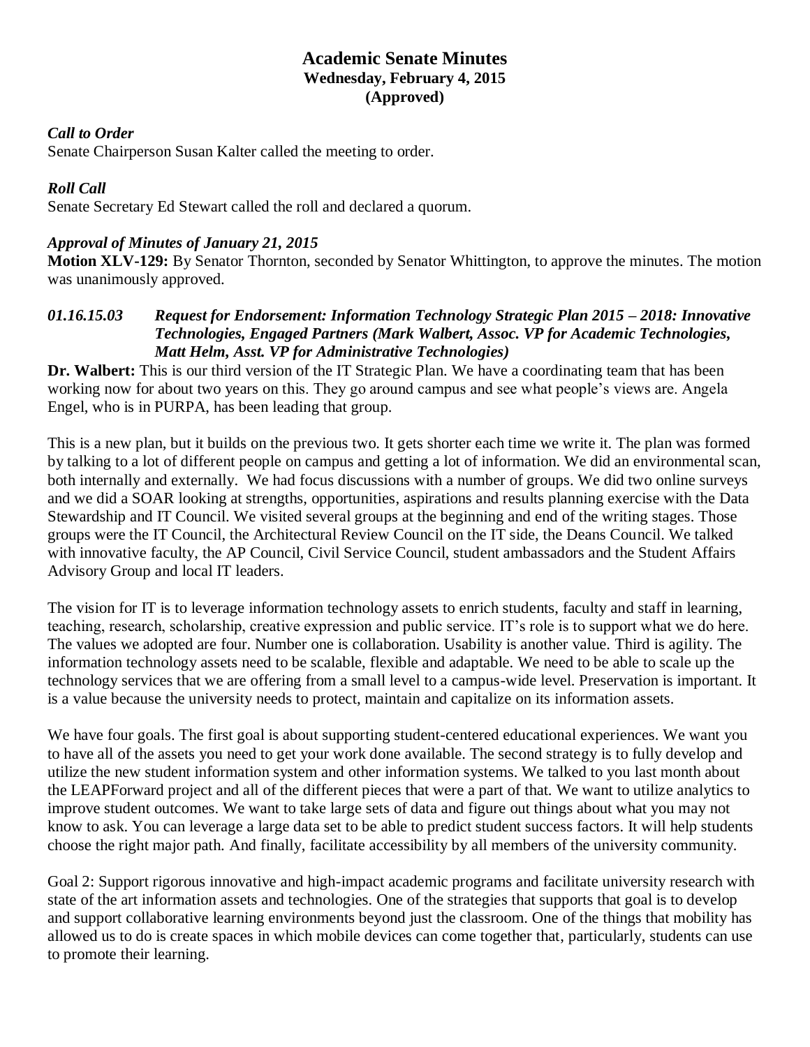# Academic Senate Minutes
## Wednesday, February 4, 2015
## (Approved)

***Call to Order***
Senate Chairperson Susan Kalter called the meeting to order.

***Roll Call***
Senate Secretary Ed Stewart called the roll and declared a quorum.

***Approval of Minutes of January 21, 2015***
**Motion XLV-129:** By Senator Thornton, seconded by Senator Whittington, to approve the minutes. The motion was unanimously approved.

***01.16.15.03 Request for Endorsement: Information Technology Strategic Plan 2015 – 2018: Innovative Technologies, Engaged Partners (Mark Walbert, Assoc. VP for Academic Technologies, Matt Helm, Asst. VP for Administrative Technologies)***

**Dr. Walbert:** This is our third version of the IT Strategic Plan. We have a coordinating team that has been working now for about two years on this. They go around campus and see what people's views are. Angela Engel, who is in PURPA, has been leading that group.

This is a new plan, but it builds on the previous two. It gets shorter each time we write it. The plan was formed by talking to a lot of different people on campus and getting a lot of information. We did an environmental scan, both internally and externally. We had focus discussions with a number of groups. We did two online surveys and we did a SOAR looking at strengths, opportunities, aspirations and results planning exercise with the Data Stewardship and IT Council. We visited several groups at the beginning and end of the writing stages. Those groups were the IT Council, the Architectural Review Council on the IT side, the Deans Council. We talked with innovative faculty, the AP Council, Civil Service Council, student ambassadors and the Student Affairs Advisory Group and local IT leaders.

The vision for IT is to leverage information technology assets to enrich students, faculty and staff in learning, teaching, research, scholarship, creative expression and public service. IT's role is to support what we do here. The values we adopted are four. Number one is collaboration. Usability is another value. Third is agility. The information technology assets need to be scalable, flexible and adaptable. We need to be able to scale up the technology services that we are offering from a small level to a campus-wide level. Preservation is important. It is a value because the university needs to protect, maintain and capitalize on its information assets.

We have four goals. The first goal is about supporting student-centered educational experiences. We want you to have all of the assets you need to get your work done available. The second strategy is to fully develop and utilize the new student information system and other information systems. We talked to you last month about the LEAPForward project and all of the different pieces that were a part of that. We want to utilize analytics to improve student outcomes. We want to take large sets of data and figure out things about what you may not know to ask. You can leverage a large data set to be able to predict student success factors. It will help students choose the right major path. And finally, facilitate accessibility by all members of the university community.

Goal 2: Support rigorous innovative and high-impact academic programs and facilitate university research with state of the art information assets and technologies. One of the strategies that supports that goal is to develop and support collaborative learning environments beyond just the classroom. One of the things that mobility has allowed us to do is create spaces in which mobile devices can come together that, particularly, students can use to promote their learning.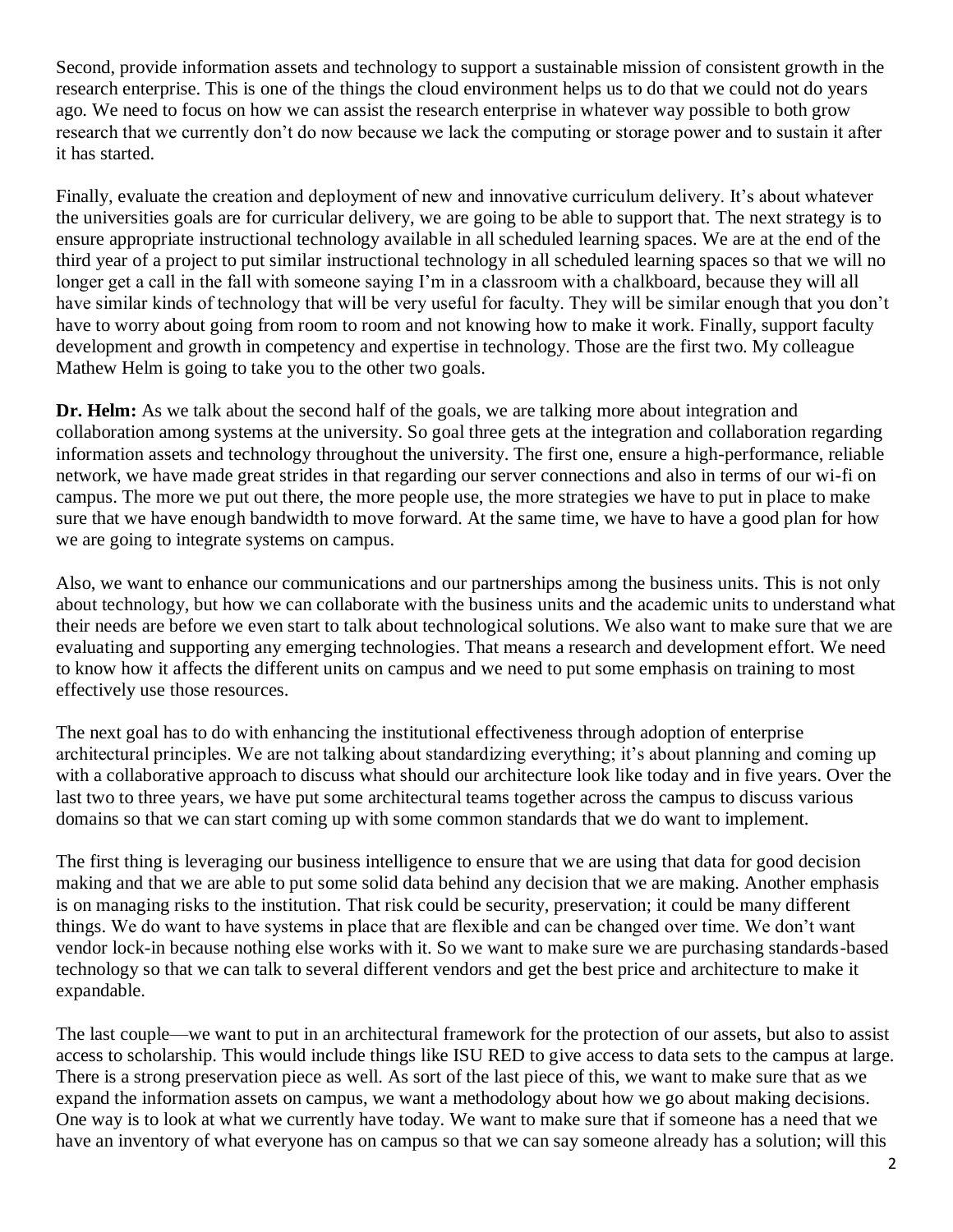Second, provide information assets and technology to support a sustainable mission of consistent growth in the research enterprise. This is one of the things the cloud environment helps us to do that we could not do years ago. We need to focus on how we can assist the research enterprise in whatever way possible to both grow research that we currently don't do now because we lack the computing or storage power and to sustain it after it has started.

Finally, evaluate the creation and deployment of new and innovative curriculum delivery. It's about whatever the universities goals are for curricular delivery, we are going to be able to support that. The next strategy is to ensure appropriate instructional technology available in all scheduled learning spaces. We are at the end of the third year of a project to put similar instructional technology in all scheduled learning spaces so that we will no longer get a call in the fall with someone saying I'm in a classroom with a chalkboard, because they will all have similar kinds of technology that will be very useful for faculty. They will be similar enough that you don't have to worry about going from room to room and not knowing how to make it work. Finally, support faculty development and growth in competency and expertise in technology. Those are the first two. My colleague Mathew Helm is going to take you to the other two goals.

**Dr. Helm:** As we talk about the second half of the goals, we are talking more about integration and collaboration among systems at the university. So goal three gets at the integration and collaboration regarding information assets and technology throughout the university. The first one, ensure a high-performance, reliable network, we have made great strides in that regarding our server connections and also in terms of our wi-fi on campus. The more we put out there, the more people use, the more strategies we have to put in place to make sure that we have enough bandwidth to move forward. At the same time, we have to have a good plan for how we are going to integrate systems on campus.

Also, we want to enhance our communications and our partnerships among the business units. This is not only about technology, but how we can collaborate with the business units and the academic units to understand what their needs are before we even start to talk about technological solutions. We also want to make sure that we are evaluating and supporting any emerging technologies. That means a research and development effort. We need to know how it affects the different units on campus and we need to put some emphasis on training to most effectively use those resources.

The next goal has to do with enhancing the institutional effectiveness through adoption of enterprise architectural principles. We are not talking about standardizing everything; it's about planning and coming up with a collaborative approach to discuss what should our architecture look like today and in five years. Over the last two to three years, we have put some architectural teams together across the campus to discuss various domains so that we can start coming up with some common standards that we do want to implement.

The first thing is leveraging our business intelligence to ensure that we are using that data for good decision making and that we are able to put some solid data behind any decision that we are making. Another emphasis is on managing risks to the institution. That risk could be security, preservation; it could be many different things. We do want to have systems in place that are flexible and can be changed over time. We don't want vendor lock-in because nothing else works with it. So we want to make sure we are purchasing standards-based technology so that we can talk to several different vendors and get the best price and architecture to make it expandable.

The last couple—we want to put in an architectural framework for the protection of our assets, but also to assist access to scholarship. This would include things like ISU RED to give access to data sets to the campus at large. There is a strong preservation piece as well. As sort of the last piece of this, we want to make sure that as we expand the information assets on campus, we want a methodology about how we go about making decisions. One way is to look at what we currently have today. We want to make sure that if someone has a need that we have an inventory of what everyone has on campus so that we can say someone already has a solution; will this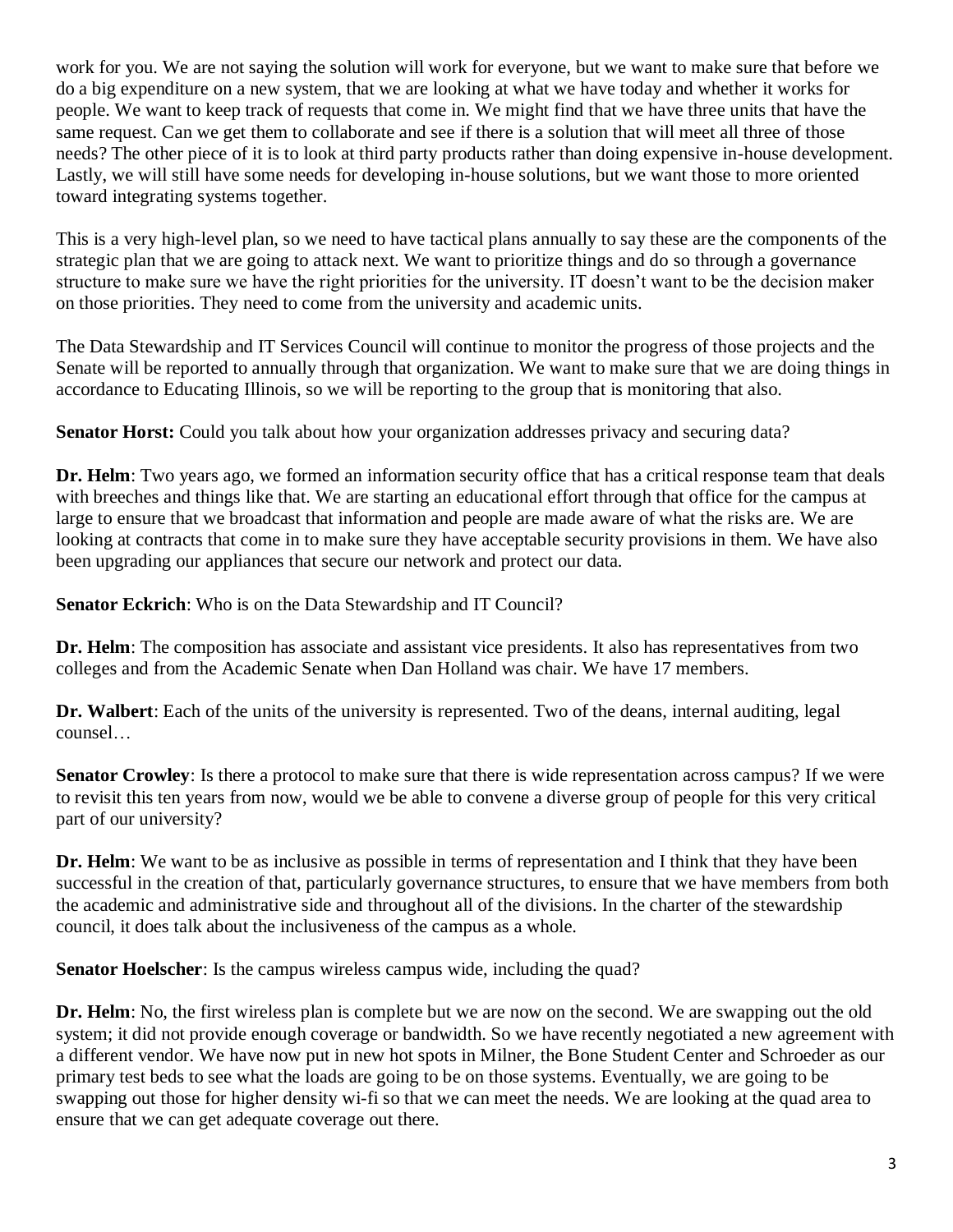work for you. We are not saying the solution will work for everyone, but we want to make sure that before we do a big expenditure on a new system, that we are looking at what we have today and whether it works for people. We want to keep track of requests that come in. We might find that we have three units that have the same request. Can we get them to collaborate and see if there is a solution that will meet all three of those needs? The other piece of it is to look at third party products rather than doing expensive in-house development. Lastly, we will still have some needs for developing in-house solutions, but we want those to more oriented toward integrating systems together.

This is a very high-level plan, so we need to have tactical plans annually to say these are the components of the strategic plan that we are going to attack next. We want to prioritize things and do so through a governance structure to make sure we have the right priorities for the university. IT doesn't want to be the decision maker on those priorities. They need to come from the university and academic units.

The Data Stewardship and IT Services Council will continue to monitor the progress of those projects and the Senate will be reported to annually through that organization. We want to make sure that we are doing things in accordance to Educating Illinois, so we will be reporting to the group that is monitoring that also.

**Senator Horst:** Could you talk about how your organization addresses privacy and securing data?

**Dr. Helm**: Two years ago, we formed an information security office that has a critical response team that deals with breeches and things like that. We are starting an educational effort through that office for the campus at large to ensure that we broadcast that information and people are made aware of what the risks are. We are looking at contracts that come in to make sure they have acceptable security provisions in them. We have also been upgrading our appliances that secure our network and protect our data.

**Senator Eckrich**: Who is on the Data Stewardship and IT Council?

**Dr. Helm**: The composition has associate and assistant vice presidents. It also has representatives from two colleges and from the Academic Senate when Dan Holland was chair. We have 17 members.

**Dr. Walbert**: Each of the units of the university is represented. Two of the deans, internal auditing, legal counsel…

**Senator Crowley**: Is there a protocol to make sure that there is wide representation across campus? If we were to revisit this ten years from now, would we be able to convene a diverse group of people for this very critical part of our university?

**Dr. Helm**: We want to be as inclusive as possible in terms of representation and I think that they have been successful in the creation of that, particularly governance structures, to ensure that we have members from both the academic and administrative side and throughout all of the divisions. In the charter of the stewardship council, it does talk about the inclusiveness of the campus as a whole.

**Senator Hoelscher**: Is the campus wireless campus wide, including the quad?

**Dr. Helm**: No, the first wireless plan is complete but we are now on the second. We are swapping out the old system; it did not provide enough coverage or bandwidth. So we have recently negotiated a new agreement with a different vendor. We have now put in new hot spots in Milner, the Bone Student Center and Schroeder as our primary test beds to see what the loads are going to be on those systems. Eventually, we are going to be swapping out those for higher density wi-fi so that we can meet the needs. We are looking at the quad area to ensure that we can get adequate coverage out there.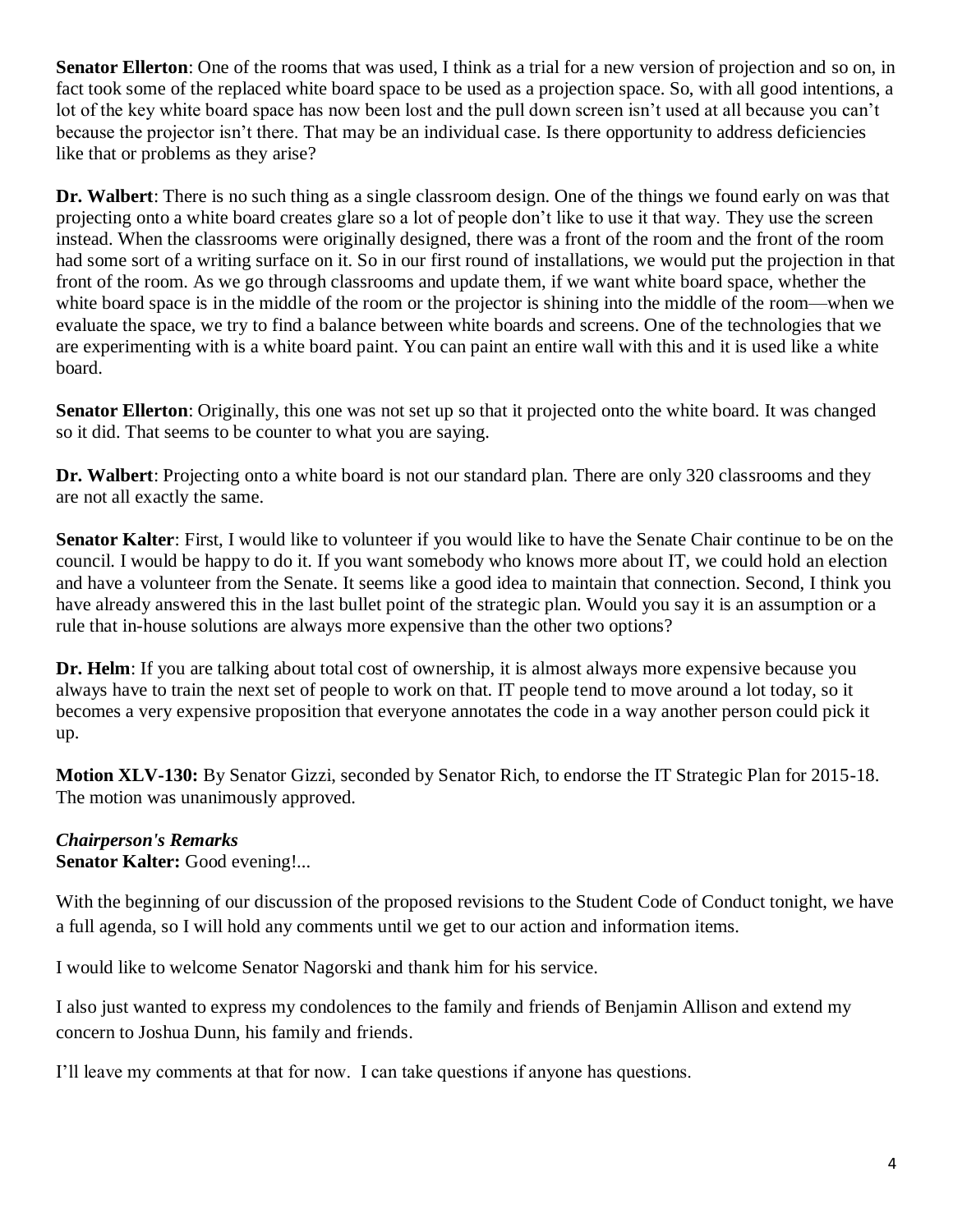**Senator Ellerton**: One of the rooms that was used, I think as a trial for a new version of projection and so on, in fact took some of the replaced white board space to be used as a projection space. So, with all good intentions, a lot of the key white board space has now been lost and the pull down screen isn't used at all because you can't because the projector isn't there. That may be an individual case. Is there opportunity to address deficiencies like that or problems as they arise?

**Dr. Walbert**: There is no such thing as a single classroom design. One of the things we found early on was that projecting onto a white board creates glare so a lot of people don't like to use it that way. They use the screen instead. When the classrooms were originally designed, there was a front of the room and the front of the room had some sort of a writing surface on it. So in our first round of installations, we would put the projection in that front of the room. As we go through classrooms and update them, if we want white board space, whether the white board space is in the middle of the room or the projector is shining into the middle of the room—when we evaluate the space, we try to find a balance between white boards and screens. One of the technologies that we are experimenting with is a white board paint. You can paint an entire wall with this and it is used like a white board.

**Senator Ellerton**: Originally, this one was not set up so that it projected onto the white board. It was changed so it did. That seems to be counter to what you are saying.

**Dr. Walbert**: Projecting onto a white board is not our standard plan. There are only 320 classrooms and they are not all exactly the same.

**Senator Kalter**: First, I would like to volunteer if you would like to have the Senate Chair continue to be on the council. I would be happy to do it. If you want somebody who knows more about IT, we could hold an election and have a volunteer from the Senate. It seems like a good idea to maintain that connection. Second, I think you have already answered this in the last bullet point of the strategic plan. Would you say it is an assumption or a rule that in-house solutions are always more expensive than the other two options?

**Dr. Helm**: If you are talking about total cost of ownership, it is almost always more expensive because you always have to train the next set of people to work on that. IT people tend to move around a lot today, so it becomes a very expensive proposition that everyone annotates the code in a way another person could pick it up.

**Motion XLV-130:** By Senator Gizzi, seconded by Senator Rich, to endorse the IT Strategic Plan for 2015-18. The motion was unanimously approved.

***Chairperson's Remarks***

**Senator Kalter:** Good evening!...

With the beginning of our discussion of the proposed revisions to the Student Code of Conduct tonight, we have a full agenda, so I will hold any comments until we get to our action and information items.

I would like to welcome Senator Nagorski and thank him for his service.

I also just wanted to express my condolences to the family and friends of Benjamin Allison and extend my concern to Joshua Dunn, his family and friends.

I'll leave my comments at that for now. I can take questions if anyone has questions.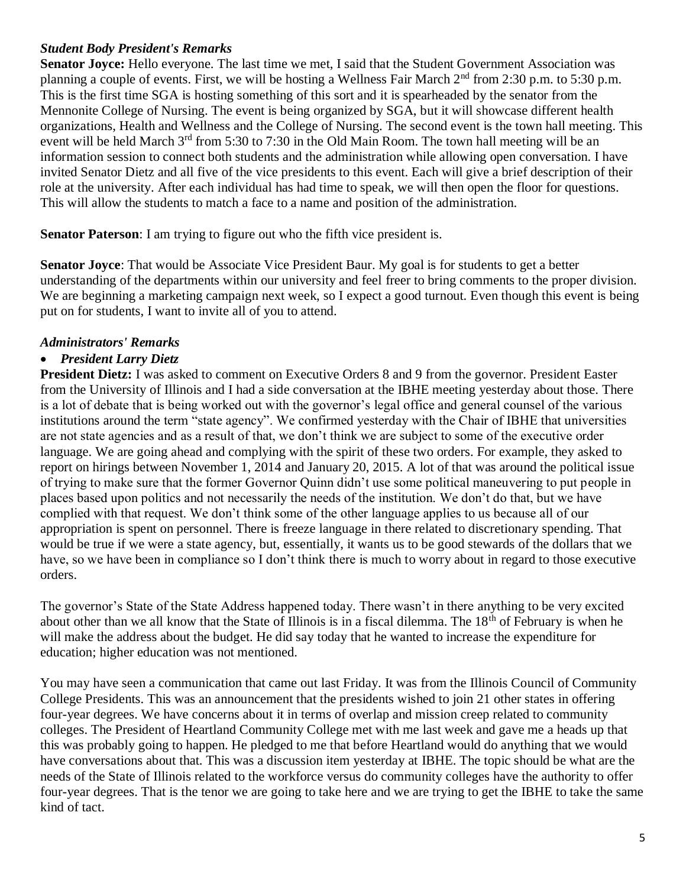### *Student Body President's Remarks*

**Senator Joyce:** Hello everyone. The last time we met, I said that the Student Government Association was planning a couple of events. First, we will be hosting a Wellness Fair March 2nd from 2:30 p.m. to 5:30 p.m. This is the first time SGA is hosting something of this sort and it is spearheaded by the senator from the Mennonite College of Nursing. The event is being organized by SGA, but it will showcase different health organizations, Health and Wellness and the College of Nursing. The second event is the town hall meeting. This event will be held March 3rd from 5:30 to 7:30 in the Old Main Room. The town hall meeting will be an information session to connect both students and the administration while allowing open conversation. I have invited Senator Dietz and all five of the vice presidents to this event. Each will give a brief description of their role at the university. After each individual has had time to speak, we will then open the floor for questions. This will allow the students to match a face to a name and position of the administration.

**Senator Paterson**: I am trying to figure out who the fifth vice president is.

**Senator Joyce**: That would be Associate Vice President Baur. My goal is for students to get a better understanding of the departments within our university and feel freer to bring comments to the proper division. We are beginning a marketing campaign next week, so I expect a good turnout. Even though this event is being put on for students, I want to invite all of you to attend.

### *Administrators' Remarks*

- ***President Larry Dietz***

**President Dietz:** I was asked to comment on Executive Orders 8 and 9 from the governor. President Easter from the University of Illinois and I had a side conversation at the IBHE meeting yesterday about those. There is a lot of debate that is being worked out with the governor's legal office and general counsel of the various institutions around the term "state agency". We confirmed yesterday with the Chair of IBHE that universities are not state agencies and as a result of that, we don't think we are subject to some of the executive order language. We are going ahead and complying with the spirit of these two orders. For example, they asked to report on hirings between November 1, 2014 and January 20, 2015. A lot of that was around the political issue of trying to make sure that the former Governor Quinn didn't use some political maneuvering to put people in places based upon politics and not necessarily the needs of the institution. We don't do that, but we have complied with that request. We don't think some of the other language applies to us because all of our appropriation is spent on personnel. There is freeze language in there related to discretionary spending. That would be true if we were a state agency, but, essentially, it wants us to be good stewards of the dollars that we have, so we have been in compliance so I don't think there is much to worry about in regard to those executive orders.

The governor's State of the State Address happened today. There wasn't in there anything to be very excited about other than we all know that the State of Illinois is in a fiscal dilemma. The 18th of February is when he will make the address about the budget. He did say today that he wanted to increase the expenditure for education; higher education was not mentioned.

You may have seen a communication that came out last Friday. It was from the Illinois Council of Community College Presidents. This was an announcement that the presidents wished to join 21 other states in offering four-year degrees. We have concerns about it in terms of overlap and mission creep related to community colleges. The President of Heartland Community College met with me last week and gave me a heads up that this was probably going to happen. He pledged to me that before Heartland would do anything that we would have conversations about that. This was a discussion item yesterday at IBHE. The topic should be what are the needs of the State of Illinois related to the workforce versus do community colleges have the authority to offer four-year degrees. That is the tenor we are going to take here and we are trying to get the IBHE to take the same kind of tact.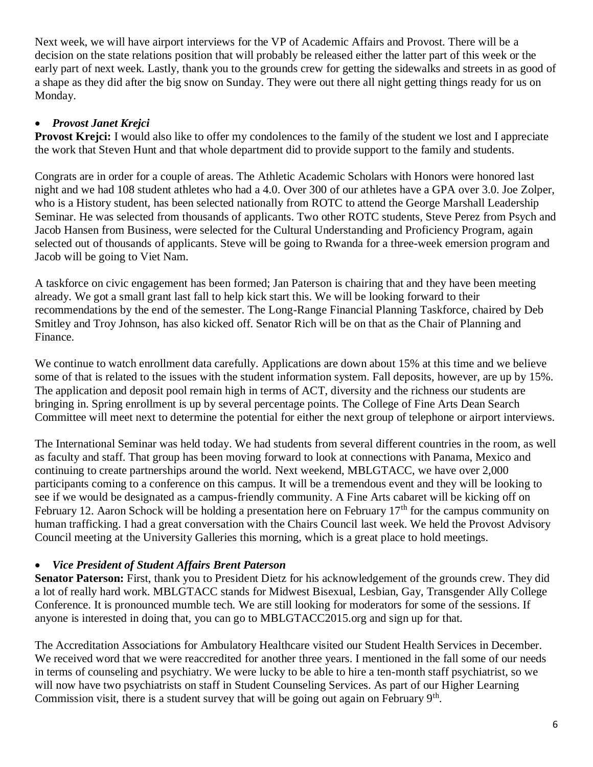Next week, we will have airport interviews for the VP of Academic Affairs and Provost. There will be a decision on the state relations position that will probably be released either the latter part of this week or the early part of next week. Lastly, thank you to the grounds crew for getting the sidewalks and streets in as good of a shape as they did after the big snow on Sunday. They were out there all night getting things ready for us on Monday.

- ***Provost Janet Krejci***

**Provost Krejci:** I would also like to offer my condolences to the family of the student we lost and I appreciate the work that Steven Hunt and that whole department did to provide support to the family and students.

Congrats are in order for a couple of areas. The Athletic Academic Scholars with Honors were honored last night and we had 108 student athletes who had a 4.0. Over 300 of our athletes have a GPA over 3.0. Joe Zolper, who is a History student, has been selected nationally from ROTC to attend the George Marshall Leadership Seminar. He was selected from thousands of applicants. Two other ROTC students, Steve Perez from Psych and Jacob Hansen from Business, were selected for the Cultural Understanding and Proficiency Program, again selected out of thousands of applicants. Steve will be going to Rwanda for a three-week emersion program and Jacob will be going to Viet Nam.

A taskforce on civic engagement has been formed; Jan Paterson is chairing that and they have been meeting already. We got a small grant last fall to help kick start this. We will be looking forward to their recommendations by the end of the semester. The Long-Range Financial Planning Taskforce, chaired by Deb Smitley and Troy Johnson, has also kicked off. Senator Rich will be on that as the Chair of Planning and Finance.

We continue to watch enrollment data carefully. Applications are down about 15% at this time and we believe some of that is related to the issues with the student information system. Fall deposits, however, are up by 15%. The application and deposit pool remain high in terms of ACT, diversity and the richness our students are bringing in. Spring enrollment is up by several percentage points. The College of Fine Arts Dean Search Committee will meet next to determine the potential for either the next group of telephone or airport interviews.

The International Seminar was held today. We had students from several different countries in the room, as well as faculty and staff. That group has been moving forward to look at connections with Panama, Mexico and continuing to create partnerships around the world. Next weekend, MBLGTACC, we have over 2,000 participants coming to a conference on this campus. It will be a tremendous event and they will be looking to see if we would be designated as a campus-friendly community. A Fine Arts cabaret will be kicking off on February 12. Aaron Schock will be holding a presentation here on February 17th for the campus community on human trafficking. I had a great conversation with the Chairs Council last week. We held the Provost Advisory Council meeting at the University Galleries this morning, which is a great place to hold meetings.

- ***Vice President of Student Affairs Brent Paterson***

**Senator Paterson:** First, thank you to President Dietz for his acknowledgement of the grounds crew. They did a lot of really hard work. MBLGTACC stands for Midwest Bisexual, Lesbian, Gay, Transgender Ally College Conference. It is pronounced mumble tech. We are still looking for moderators for some of the sessions. If anyone is interested in doing that, you can go to MBLGTACC2015.org and sign up for that.

The Accreditation Associations for Ambulatory Healthcare visited our Student Health Services in December. We received word that we were reaccredited for another three years. I mentioned in the fall some of our needs in terms of counseling and psychiatry. We were lucky to be able to hire a ten-month staff psychiatrist, so we will now have two psychiatrists on staff in Student Counseling Services. As part of our Higher Learning Commission visit, there is a student survey that will be going out again on February 9th.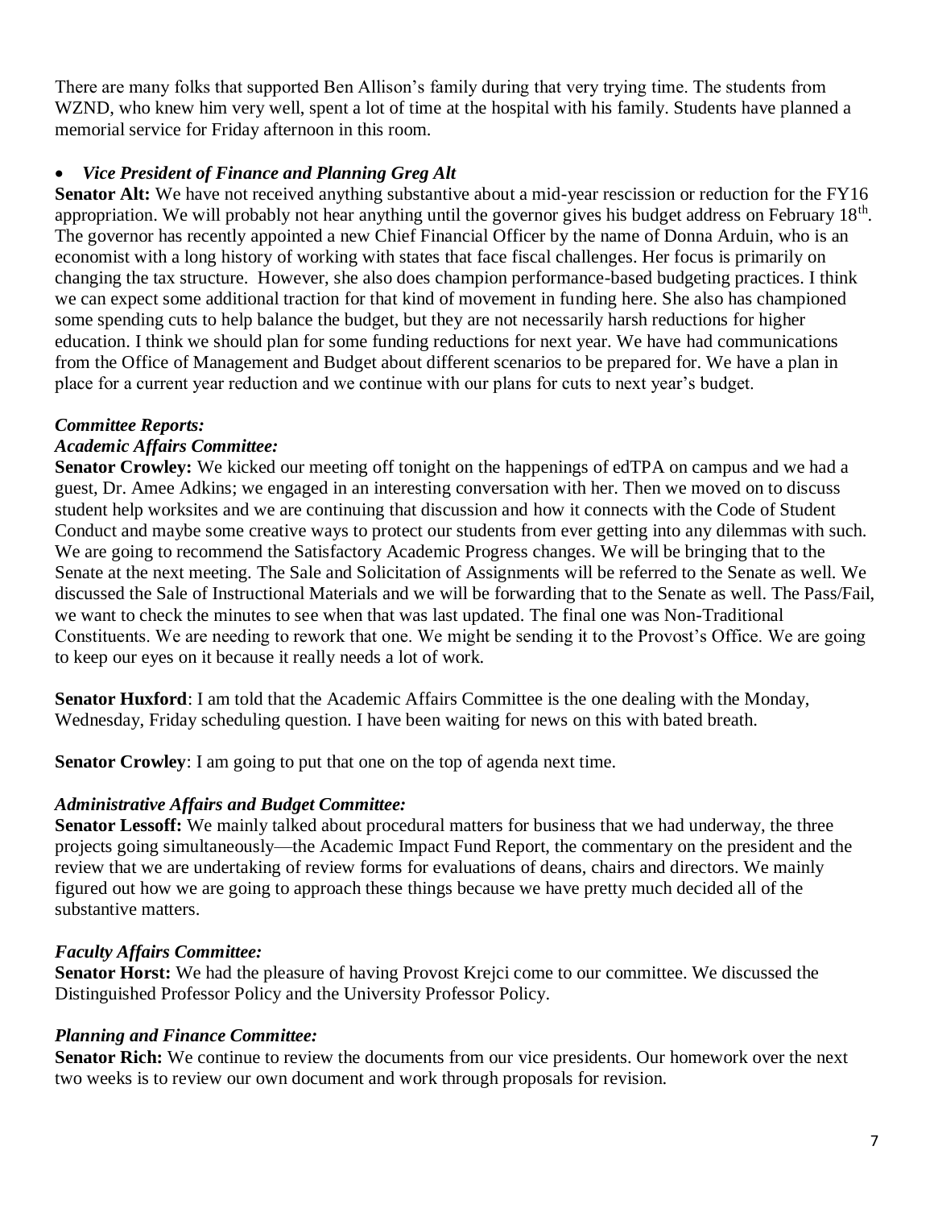There are many folks that supported Ben Allison's family during that very trying time. The students from WZND, who knew him very well, spent a lot of time at the hospital with his family. Students have planned a memorial service for Friday afternoon in this room.

- ***Vice President of Finance and Planning Greg Alt***

**Senator Alt:** We have not received anything substantive about a mid-year rescission or reduction for the FY16 appropriation. We will probably not hear anything until the governor gives his budget address on February 18th. The governor has recently appointed a new Chief Financial Officer by the name of Donna Arduin, who is an economist with a long history of working with states that face fiscal challenges. Her focus is primarily on changing the tax structure. However, she also does champion performance-based budgeting practices. I think we can expect some additional traction for that kind of movement in funding here. She also has championed some spending cuts to help balance the budget, but they are not necessarily harsh reductions for higher education. I think we should plan for some funding reductions for next year. We have had communications from the Office of Management and Budget about different scenarios to be prepared for. We have a plan in place for a current year reduction and we continue with our plans for cuts to next year's budget.

***Committee Reports:***

***Academic Affairs Committee:***

**Senator Crowley:** We kicked our meeting off tonight on the happenings of edTPA on campus and we had a guest, Dr. Amee Adkins; we engaged in an interesting conversation with her. Then we moved on to discuss student help worksites and we are continuing that discussion and how it connects with the Code of Student Conduct and maybe some creative ways to protect our students from ever getting into any dilemmas with such. We are going to recommend the Satisfactory Academic Progress changes. We will be bringing that to the Senate at the next meeting. The Sale and Solicitation of Assignments will be referred to the Senate as well. We discussed the Sale of Instructional Materials and we will be forwarding that to the Senate as well. The Pass/Fail, we want to check the minutes to see when that was last updated. The final one was Non-Traditional Constituents. We are needing to rework that one. We might be sending it to the Provost's Office. We are going to keep our eyes on it because it really needs a lot of work.

**Senator Huxford**: I am told that the Academic Affairs Committee is the one dealing with the Monday, Wednesday, Friday scheduling question. I have been waiting for news on this with bated breath.

**Senator Crowley**: I am going to put that one on the top of agenda next time.

***Administrative Affairs and Budget Committee:***

**Senator Lessoff:** We mainly talked about procedural matters for business that we had underway, the three projects going simultaneously—the Academic Impact Fund Report, the commentary on the president and the review that we are undertaking of review forms for evaluations of deans, chairs and directors. We mainly figured out how we are going to approach these things because we have pretty much decided all of the substantive matters.

***Faculty Affairs Committee:***

**Senator Horst:** We had the pleasure of having Provost Krejci come to our committee. We discussed the Distinguished Professor Policy and the University Professor Policy.

***Planning and Finance Committee:***

**Senator Rich:** We continue to review the documents from our vice presidents. Our homework over the next two weeks is to review our own document and work through proposals for revision.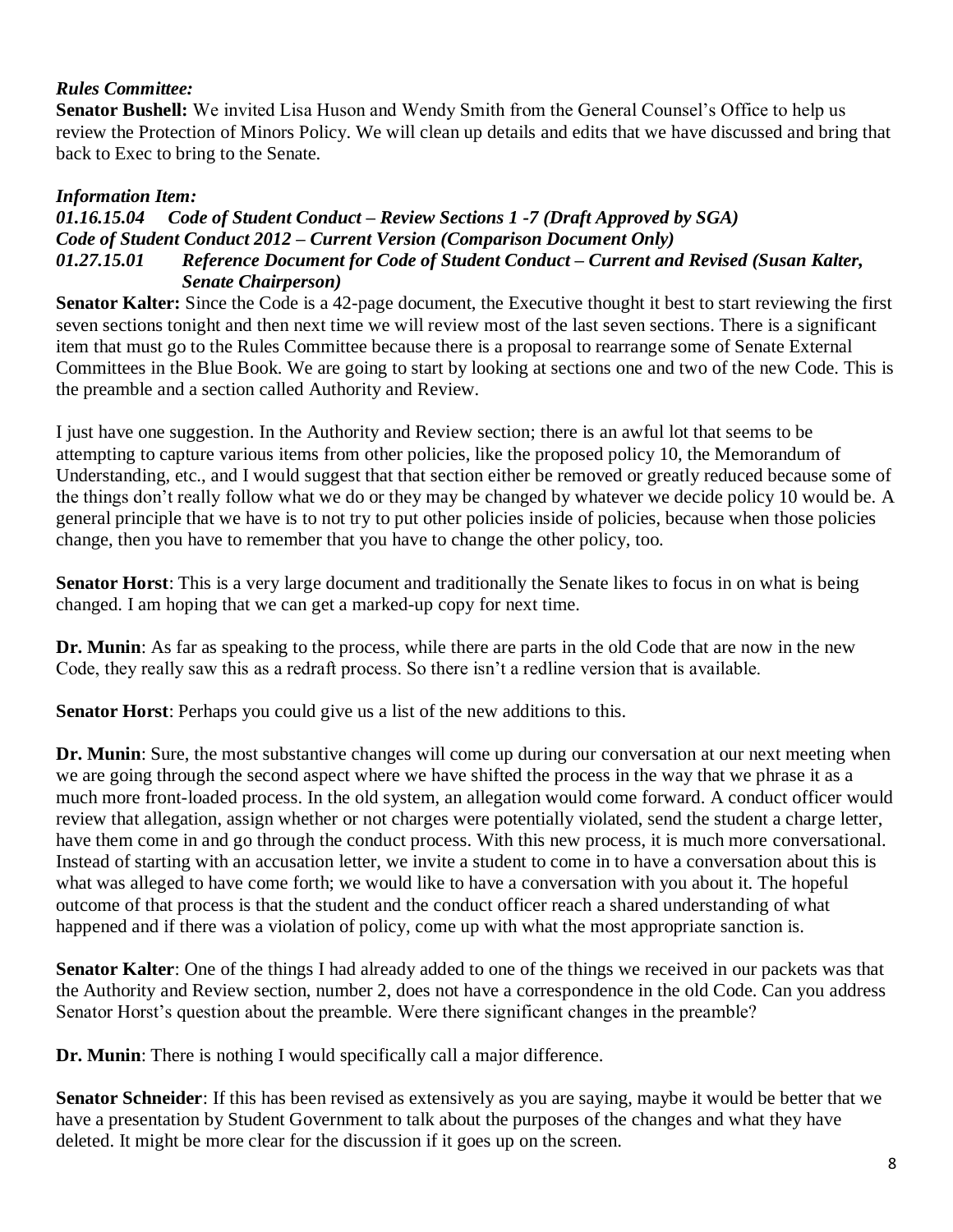***Rules Committee:***

**Senator Bushell:** We invited Lisa Huson and Wendy Smith from the General Counsel's Office to help us review the Protection of Minors Policy. We will clean up details and edits that we have discussed and bring that back to Exec to bring to the Senate.

***Information Item:***

***01.16.15.04 Code of Student Conduct – Review Sections 1 -7 (Draft Approved by SGA)***

***Code of Student Conduct 2012 – Current Version (Comparison Document Only)***

***01.27.15.01 Reference Document for Code of Student Conduct – Current and Revised (Susan Kalter, Senate Chairperson)***

**Senator Kalter:** Since the Code is a 42-page document, the Executive thought it best to start reviewing the first seven sections tonight and then next time we will review most of the last seven sections. There is a significant item that must go to the Rules Committee because there is a proposal to rearrange some of Senate External Committees in the Blue Book. We are going to start by looking at sections one and two of the new Code. This is the preamble and a section called Authority and Review.

I just have one suggestion. In the Authority and Review section; there is an awful lot that seems to be attempting to capture various items from other policies, like the proposed policy 10, the Memorandum of Understanding, etc., and I would suggest that that section either be removed or greatly reduced because some of the things don't really follow what we do or they may be changed by whatever we decide policy 10 would be. A general principle that we have is to not try to put other policies inside of policies, because when those policies change, then you have to remember that you have to change the other policy, too.

**Senator Horst**: This is a very large document and traditionally the Senate likes to focus in on what is being changed. I am hoping that we can get a marked-up copy for next time.

**Dr. Munin**: As far as speaking to the process, while there are parts in the old Code that are now in the new Code, they really saw this as a redraft process. So there isn't a redline version that is available.

**Senator Horst**: Perhaps you could give us a list of the new additions to this.

**Dr. Munin**: Sure, the most substantive changes will come up during our conversation at our next meeting when we are going through the second aspect where we have shifted the process in the way that we phrase it as a much more front-loaded process. In the old system, an allegation would come forward. A conduct officer would review that allegation, assign whether or not charges were potentially violated, send the student a charge letter, have them come in and go through the conduct process. With this new process, it is much more conversational. Instead of starting with an accusation letter, we invite a student to come in to have a conversation about this is what was alleged to have come forth; we would like to have a conversation with you about it. The hopeful outcome of that process is that the student and the conduct officer reach a shared understanding of what happened and if there was a violation of policy, come up with what the most appropriate sanction is.

**Senator Kalter**: One of the things I had already added to one of the things we received in our packets was that the Authority and Review section, number 2, does not have a correspondence in the old Code. Can you address Senator Horst's question about the preamble. Were there significant changes in the preamble?

**Dr. Munin**: There is nothing I would specifically call a major difference.

**Senator Schneider**: If this has been revised as extensively as you are saying, maybe it would be better that we have a presentation by Student Government to talk about the purposes of the changes and what they have deleted. It might be more clear for the discussion if it goes up on the screen.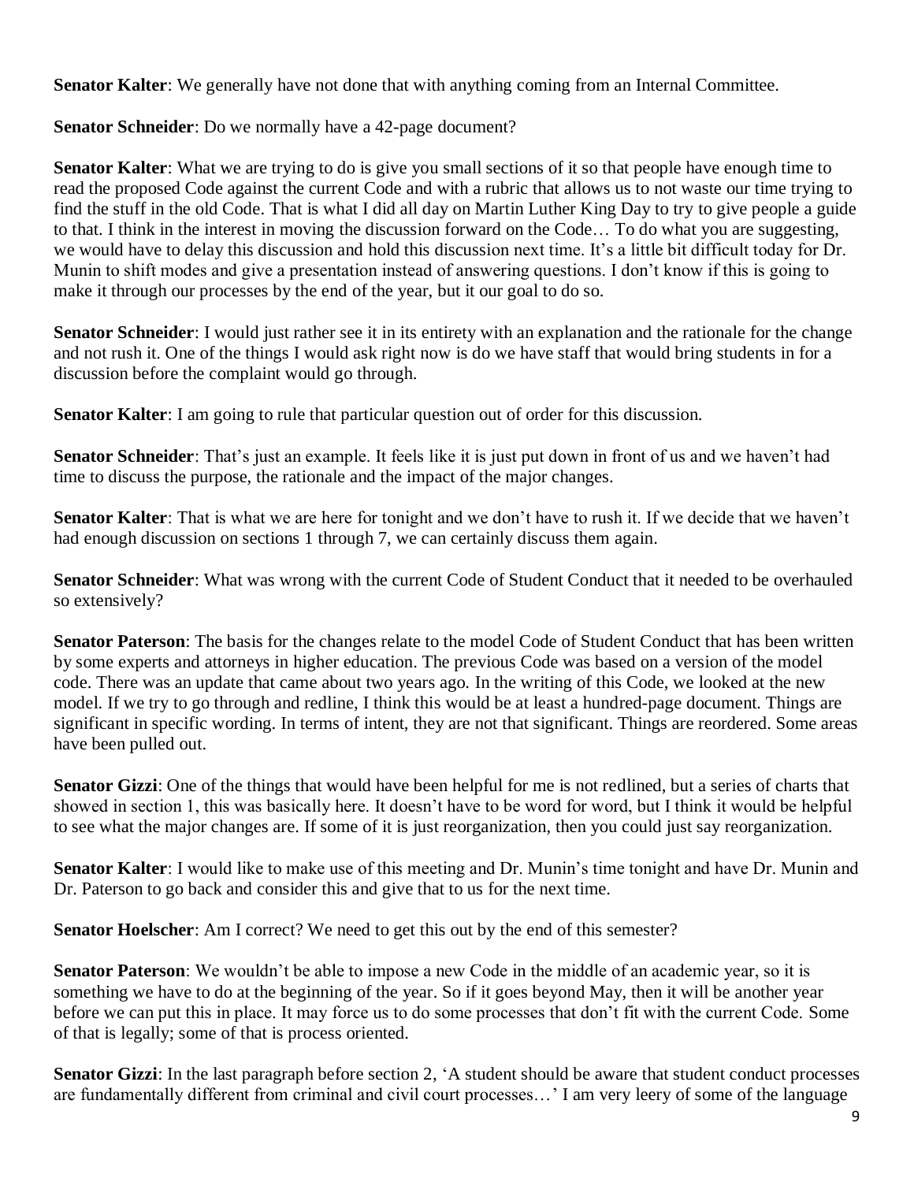**Senator Kalter**: We generally have not done that with anything coming from an Internal Committee.

**Senator Schneider**: Do we normally have a 42-page document?

**Senator Kalter**: What we are trying to do is give you small sections of it so that people have enough time to read the proposed Code against the current Code and with a rubric that allows us to not waste our time trying to find the stuff in the old Code. That is what I did all day on Martin Luther King Day to try to give people a guide to that. I think in the interest in moving the discussion forward on the Code… To do what you are suggesting, we would have to delay this discussion and hold this discussion next time. It's a little bit difficult today for Dr. Munin to shift modes and give a presentation instead of answering questions. I don't know if this is going to make it through our processes by the end of the year, but it our goal to do so.

**Senator Schneider**: I would just rather see it in its entirety with an explanation and the rationale for the change and not rush it. One of the things I would ask right now is do we have staff that would bring students in for a discussion before the complaint would go through.

**Senator Kalter**: I am going to rule that particular question out of order for this discussion.

**Senator Schneider**: That's just an example. It feels like it is just put down in front of us and we haven't had time to discuss the purpose, the rationale and the impact of the major changes.

**Senator Kalter**: That is what we are here for tonight and we don't have to rush it. If we decide that we haven't had enough discussion on sections 1 through 7, we can certainly discuss them again.

**Senator Schneider**: What was wrong with the current Code of Student Conduct that it needed to be overhauled so extensively?

**Senator Paterson**: The basis for the changes relate to the model Code of Student Conduct that has been written by some experts and attorneys in higher education. The previous Code was based on a version of the model code. There was an update that came about two years ago. In the writing of this Code, we looked at the new model. If we try to go through and redline, I think this would be at least a hundred-page document. Things are significant in specific wording. In terms of intent, they are not that significant. Things are reordered. Some areas have been pulled out.

**Senator Gizzi**: One of the things that would have been helpful for me is not redlined, but a series of charts that showed in section 1, this was basically here. It doesn't have to be word for word, but I think it would be helpful to see what the major changes are. If some of it is just reorganization, then you could just say reorganization.

**Senator Kalter**: I would like to make use of this meeting and Dr. Munin's time tonight and have Dr. Munin and Dr. Paterson to go back and consider this and give that to us for the next time.

**Senator Hoelscher**: Am I correct? We need to get this out by the end of this semester?

**Senator Paterson**: We wouldn't be able to impose a new Code in the middle of an academic year, so it is something we have to do at the beginning of the year. So if it goes beyond May, then it will be another year before we can put this in place. It may force us to do some processes that don't fit with the current Code. Some of that is legally; some of that is process oriented.

**Senator Gizzi**: In the last paragraph before section 2, 'A student should be aware that student conduct processes are fundamentally different from criminal and civil court processes…' I am very leery of some of the language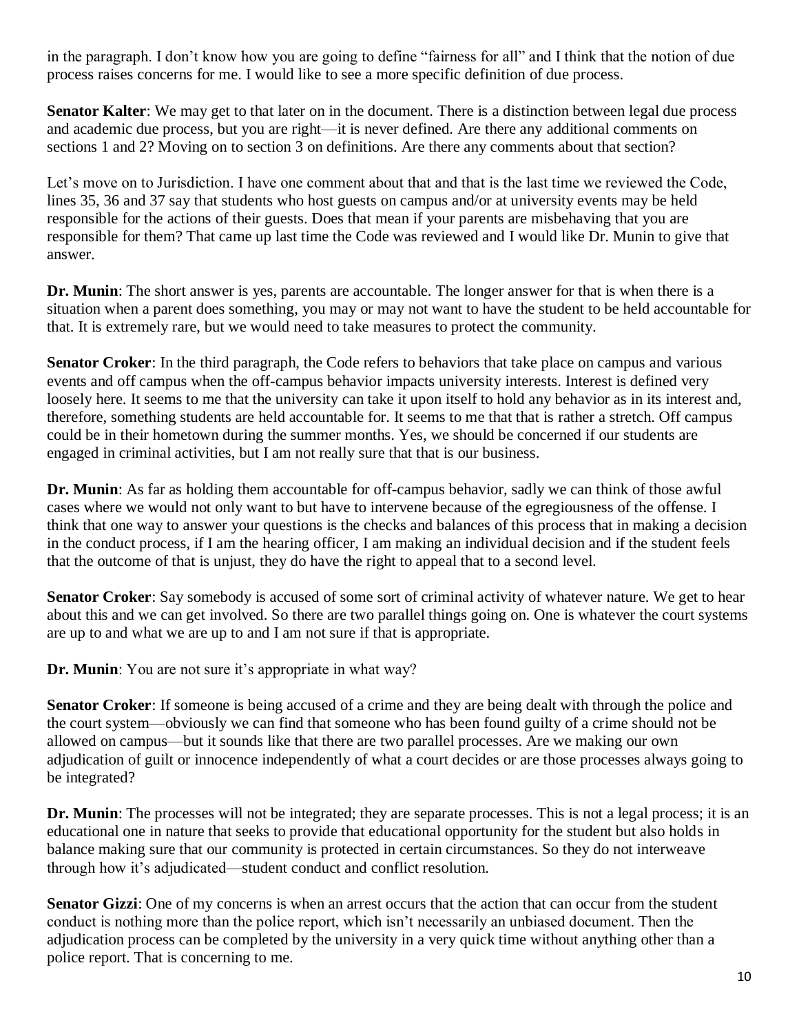in the paragraph. I don't know how you are going to define "fairness for all" and I think that the notion of due process raises concerns for me. I would like to see a more specific definition of due process.

**Senator Kalter**: We may get to that later on in the document. There is a distinction between legal due process and academic due process, but you are right—it is never defined. Are there any additional comments on sections 1 and 2? Moving on to section 3 on definitions. Are there any comments about that section?

Let's move on to Jurisdiction. I have one comment about that and that is the last time we reviewed the Code, lines 35, 36 and 37 say that students who host guests on campus and/or at university events may be held responsible for the actions of their guests. Does that mean if your parents are misbehaving that you are responsible for them? That came up last time the Code was reviewed and I would like Dr. Munin to give that answer.

**Dr. Munin**: The short answer is yes, parents are accountable. The longer answer for that is when there is a situation when a parent does something, you may or may not want to have the student to be held accountable for that. It is extremely rare, but we would need to take measures to protect the community.

**Senator Croker**: In the third paragraph, the Code refers to behaviors that take place on campus and various events and off campus when the off-campus behavior impacts university interests. Interest is defined very loosely here. It seems to me that the university can take it upon itself to hold any behavior as in its interest and, therefore, something students are held accountable for. It seems to me that that is rather a stretch. Off campus could be in their hometown during the summer months. Yes, we should be concerned if our students are engaged in criminal activities, but I am not really sure that that is our business.

**Dr. Munin**: As far as holding them accountable for off-campus behavior, sadly we can think of those awful cases where we would not only want to but have to intervene because of the egregiousness of the offense. I think that one way to answer your questions is the checks and balances of this process that in making a decision in the conduct process, if I am the hearing officer, I am making an individual decision and if the student feels that the outcome of that is unjust, they do have the right to appeal that to a second level.

**Senator Croker**: Say somebody is accused of some sort of criminal activity of whatever nature. We get to hear about this and we can get involved. So there are two parallel things going on. One is whatever the court systems are up to and what we are up to and I am not sure if that is appropriate.

**Dr. Munin**: You are not sure it's appropriate in what way?

**Senator Croker**: If someone is being accused of a crime and they are being dealt with through the police and the court system—obviously we can find that someone who has been found guilty of a crime should not be allowed on campus—but it sounds like that there are two parallel processes. Are we making our own adjudication of guilt or innocence independently of what a court decides or are those processes always going to be integrated?

**Dr. Munin**: The processes will not be integrated; they are separate processes. This is not a legal process; it is an educational one in nature that seeks to provide that educational opportunity for the student but also holds in balance making sure that our community is protected in certain circumstances. So they do not interweave through how it's adjudicated—student conduct and conflict resolution.

**Senator Gizzi**: One of my concerns is when an arrest occurs that the action that can occur from the student conduct is nothing more than the police report, which isn't necessarily an unbiased document. Then the adjudication process can be completed by the university in a very quick time without anything other than a police report. That is concerning to me.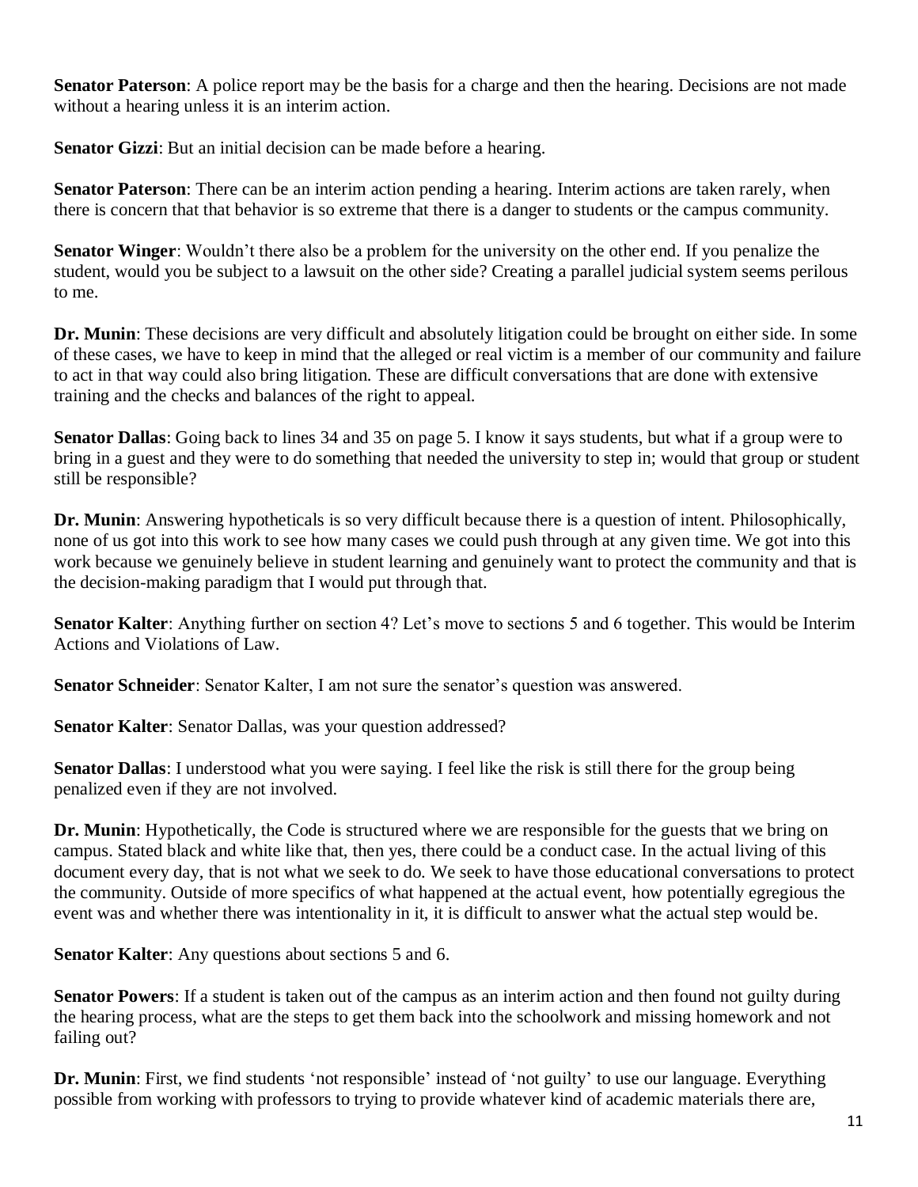**Senator Paterson**: A police report may be the basis for a charge and then the hearing. Decisions are not made without a hearing unless it is an interim action.

**Senator Gizzi**: But an initial decision can be made before a hearing.

**Senator Paterson**: There can be an interim action pending a hearing. Interim actions are taken rarely, when there is concern that that behavior is so extreme that there is a danger to students or the campus community.

**Senator Winger**: Wouldn't there also be a problem for the university on the other end. If you penalize the student, would you be subject to a lawsuit on the other side? Creating a parallel judicial system seems perilous to me.

**Dr. Munin**: These decisions are very difficult and absolutely litigation could be brought on either side. In some of these cases, we have to keep in mind that the alleged or real victim is a member of our community and failure to act in that way could also bring litigation. These are difficult conversations that are done with extensive training and the checks and balances of the right to appeal.

**Senator Dallas**: Going back to lines 34 and 35 on page 5. I know it says students, but what if a group were to bring in a guest and they were to do something that needed the university to step in; would that group or student still be responsible?

**Dr. Munin**: Answering hypotheticals is so very difficult because there is a question of intent. Philosophically, none of us got into this work to see how many cases we could push through at any given time. We got into this work because we genuinely believe in student learning and genuinely want to protect the community and that is the decision-making paradigm that I would put through that.

**Senator Kalter**: Anything further on section 4? Let's move to sections 5 and 6 together. This would be Interim Actions and Violations of Law.

**Senator Schneider**: Senator Kalter, I am not sure the senator's question was answered.

**Senator Kalter**: Senator Dallas, was your question addressed?

**Senator Dallas**: I understood what you were saying. I feel like the risk is still there for the group being penalized even if they are not involved.

**Dr. Munin**: Hypothetically, the Code is structured where we are responsible for the guests that we bring on campus. Stated black and white like that, then yes, there could be a conduct case. In the actual living of this document every day, that is not what we seek to do. We seek to have those educational conversations to protect the community. Outside of more specifics of what happened at the actual event, how potentially egregious the event was and whether there was intentionality in it, it is difficult to answer what the actual step would be.

**Senator Kalter**: Any questions about sections 5 and 6.

**Senator Powers**: If a student is taken out of the campus as an interim action and then found not guilty during the hearing process, what are the steps to get them back into the schoolwork and missing homework and not failing out?

**Dr. Munin**: First, we find students 'not responsible' instead of 'not guilty' to use our language. Everything possible from working with professors to trying to provide whatever kind of academic materials there are,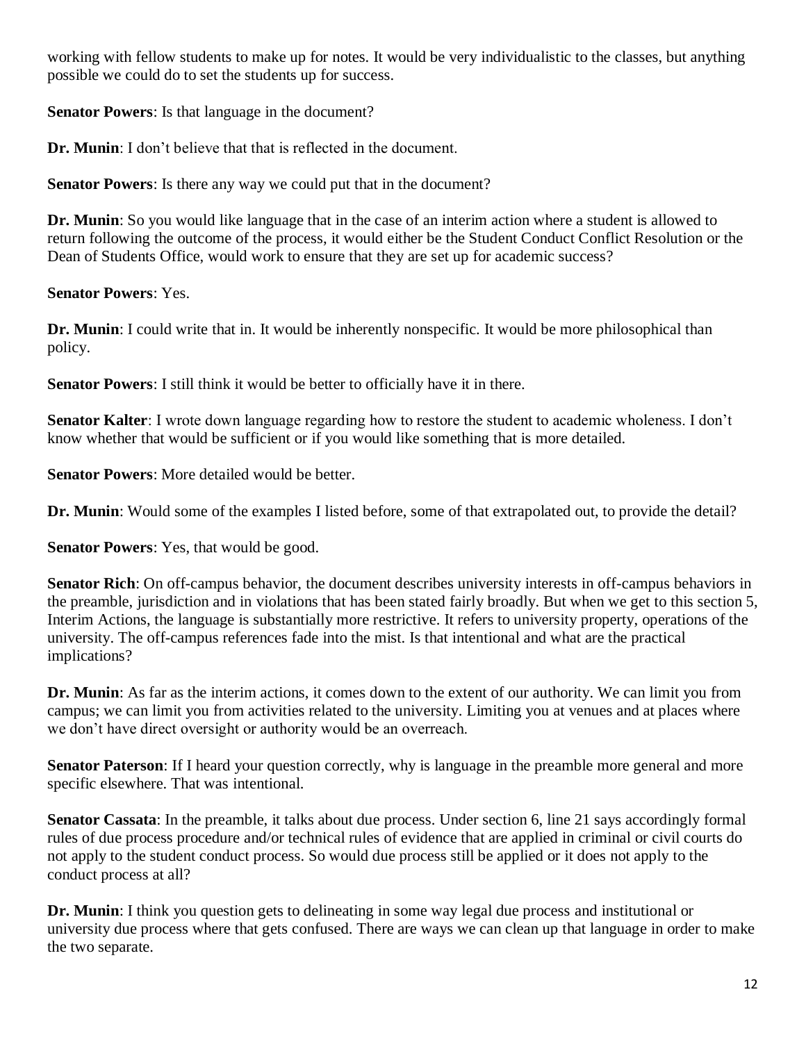working with fellow students to make up for notes. It would be very individualistic to the classes, but anything possible we could do to set the students up for success.

**Senator Powers**: Is that language in the document?

**Dr. Munin**: I don't believe that that is reflected in the document.

**Senator Powers**: Is there any way we could put that in the document?

**Dr. Munin**: So you would like language that in the case of an interim action where a student is allowed to return following the outcome of the process, it would either be the Student Conduct Conflict Resolution or the Dean of Students Office, would work to ensure that they are set up for academic success?

**Senator Powers**: Yes.

**Dr. Munin**: I could write that in. It would be inherently nonspecific. It would be more philosophical than policy.

**Senator Powers**: I still think it would be better to officially have it in there.

**Senator Kalter**: I wrote down language regarding how to restore the student to academic wholeness. I don't know whether that would be sufficient or if you would like something that is more detailed.

**Senator Powers**: More detailed would be better.

**Dr. Munin**: Would some of the examples I listed before, some of that extrapolated out, to provide the detail?

**Senator Powers**: Yes, that would be good.

**Senator Rich**: On off-campus behavior, the document describes university interests in off-campus behaviors in the preamble, jurisdiction and in violations that has been stated fairly broadly. But when we get to this section 5, Interim Actions, the language is substantially more restrictive. It refers to university property, operations of the university. The off-campus references fade into the mist. Is that intentional and what are the practical implications?

**Dr. Munin**: As far as the interim actions, it comes down to the extent of our authority. We can limit you from campus; we can limit you from activities related to the university. Limiting you at venues and at places where we don't have direct oversight or authority would be an overreach.

**Senator Paterson**: If I heard your question correctly, why is language in the preamble more general and more specific elsewhere. That was intentional.

**Senator Cassata**: In the preamble, it talks about due process. Under section 6, line 21 says accordingly formal rules of due process procedure and/or technical rules of evidence that are applied in criminal or civil courts do not apply to the student conduct process. So would due process still be applied or it does not apply to the conduct process at all?

**Dr. Munin**: I think you question gets to delineating in some way legal due process and institutional or university due process where that gets confused. There are ways we can clean up that language in order to make the two separate.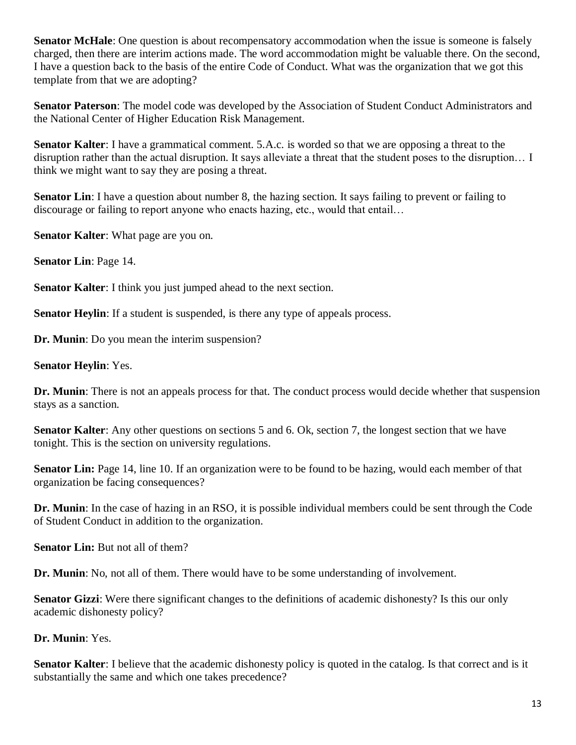**Senator McHale**: One question is about recompensatory accommodation when the issue is someone is falsely charged, then there are interim actions made. The word accommodation might be valuable there. On the second, I have a question back to the basis of the entire Code of Conduct. What was the organization that we got this template from that we are adopting?

**Senator Paterson**: The model code was developed by the Association of Student Conduct Administrators and the National Center of Higher Education Risk Management.

**Senator Kalter**: I have a grammatical comment. 5.A.c. is worded so that we are opposing a threat to the disruption rather than the actual disruption. It says alleviate a threat that the student poses to the disruption… I think we might want to say they are posing a threat.

**Senator Lin**: I have a question about number 8, the hazing section. It says failing to prevent or failing to discourage or failing to report anyone who enacts hazing, etc., would that entail…

**Senator Kalter**: What page are you on.

**Senator Lin**: Page 14.

**Senator Kalter**: I think you just jumped ahead to the next section.

**Senator Heylin**: If a student is suspended, is there any type of appeals process.

**Dr. Munin**: Do you mean the interim suspension?

**Senator Heylin**: Yes.

**Dr. Munin**: There is not an appeals process for that. The conduct process would decide whether that suspension stays as a sanction.

**Senator Kalter**: Any other questions on sections 5 and 6. Ok, section 7, the longest section that we have tonight. This is the section on university regulations.

**Senator Lin:** Page 14, line 10. If an organization were to be found to be hazing, would each member of that organization be facing consequences?

**Dr. Munin**: In the case of hazing in an RSO, it is possible individual members could be sent through the Code of Student Conduct in addition to the organization.

**Senator Lin:** But not all of them?

**Dr. Munin**: No, not all of them. There would have to be some understanding of involvement.

**Senator Gizzi**: Were there significant changes to the definitions of academic dishonesty? Is this our only academic dishonesty policy?

**Dr. Munin**: Yes.

**Senator Kalter**: I believe that the academic dishonesty policy is quoted in the catalog. Is that correct and is it substantially the same and which one takes precedence?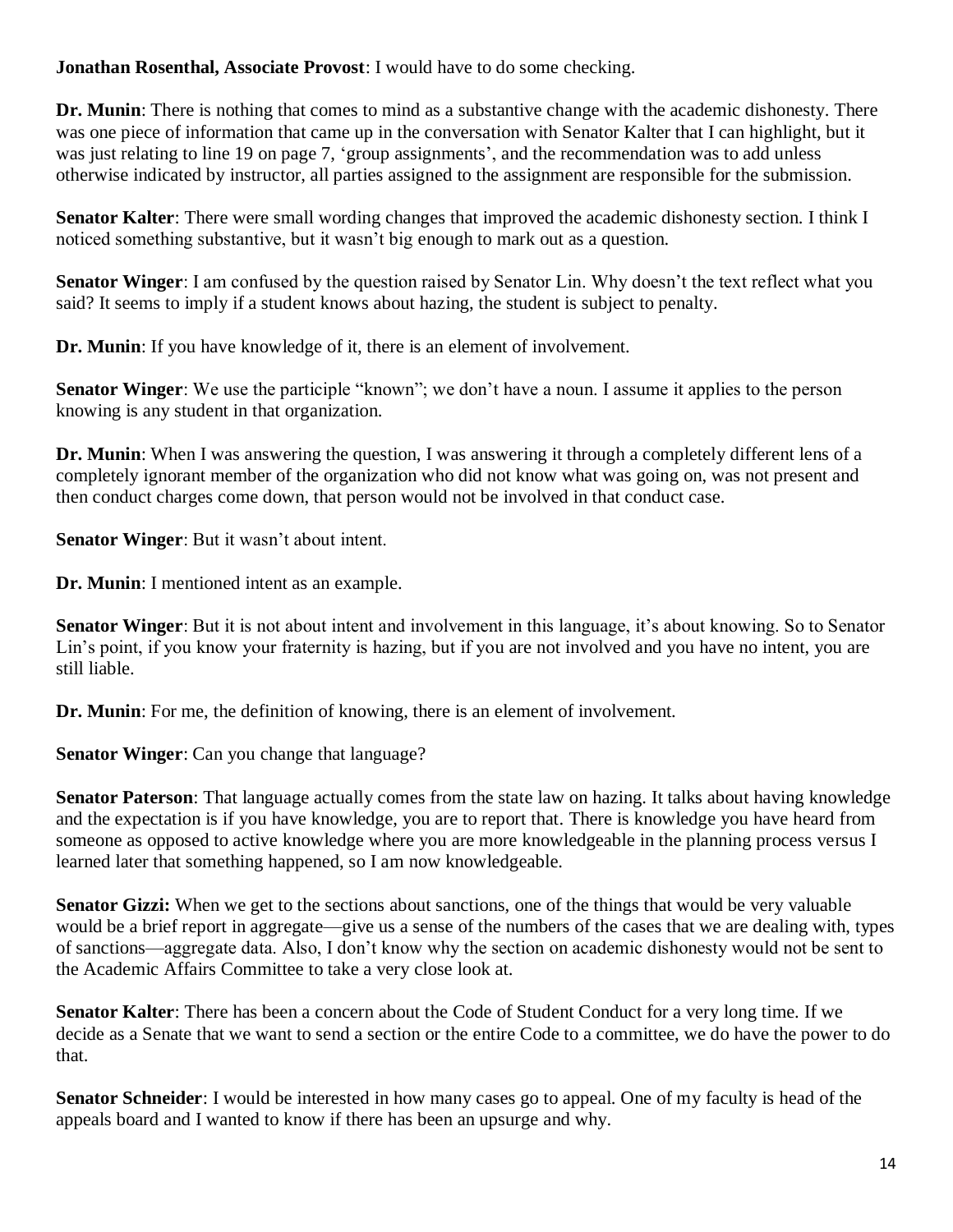**Jonathan Rosenthal, Associate Provost**: I would have to do some checking.

**Dr. Munin**: There is nothing that comes to mind as a substantive change with the academic dishonesty. There was one piece of information that came up in the conversation with Senator Kalter that I can highlight, but it was just relating to line 19 on page 7, 'group assignments', and the recommendation was to add unless otherwise indicated by instructor, all parties assigned to the assignment are responsible for the submission.

**Senator Kalter**: There were small wording changes that improved the academic dishonesty section. I think I noticed something substantive, but it wasn't big enough to mark out as a question.

**Senator Winger**: I am confused by the question raised by Senator Lin. Why doesn't the text reflect what you said? It seems to imply if a student knows about hazing, the student is subject to penalty.

**Dr. Munin**: If you have knowledge of it, there is an element of involvement.

**Senator Winger**: We use the participle "known"; we don't have a noun. I assume it applies to the person knowing is any student in that organization.

**Dr. Munin**: When I was answering the question, I was answering it through a completely different lens of a completely ignorant member of the organization who did not know what was going on, was not present and then conduct charges come down, that person would not be involved in that conduct case.

**Senator Winger**: But it wasn't about intent.

**Dr. Munin**: I mentioned intent as an example.

**Senator Winger**: But it is not about intent and involvement in this language, it's about knowing. So to Senator Lin's point, if you know your fraternity is hazing, but if you are not involved and you have no intent, you are still liable.

**Dr. Munin**: For me, the definition of knowing, there is an element of involvement.

**Senator Winger**: Can you change that language?

**Senator Paterson**: That language actually comes from the state law on hazing. It talks about having knowledge and the expectation is if you have knowledge, you are to report that. There is knowledge you have heard from someone as opposed to active knowledge where you are more knowledgeable in the planning process versus I learned later that something happened, so I am now knowledgeable.

**Senator Gizzi:** When we get to the sections about sanctions, one of the things that would be very valuable would be a brief report in aggregate—give us a sense of the numbers of the cases that we are dealing with, types of sanctions—aggregate data. Also, I don't know why the section on academic dishonesty would not be sent to the Academic Affairs Committee to take a very close look at.

**Senator Kalter**: There has been a concern about the Code of Student Conduct for a very long time. If we decide as a Senate that we want to send a section or the entire Code to a committee, we do have the power to do that.

**Senator Schneider**: I would be interested in how many cases go to appeal. One of my faculty is head of the appeals board and I wanted to know if there has been an upsurge and why.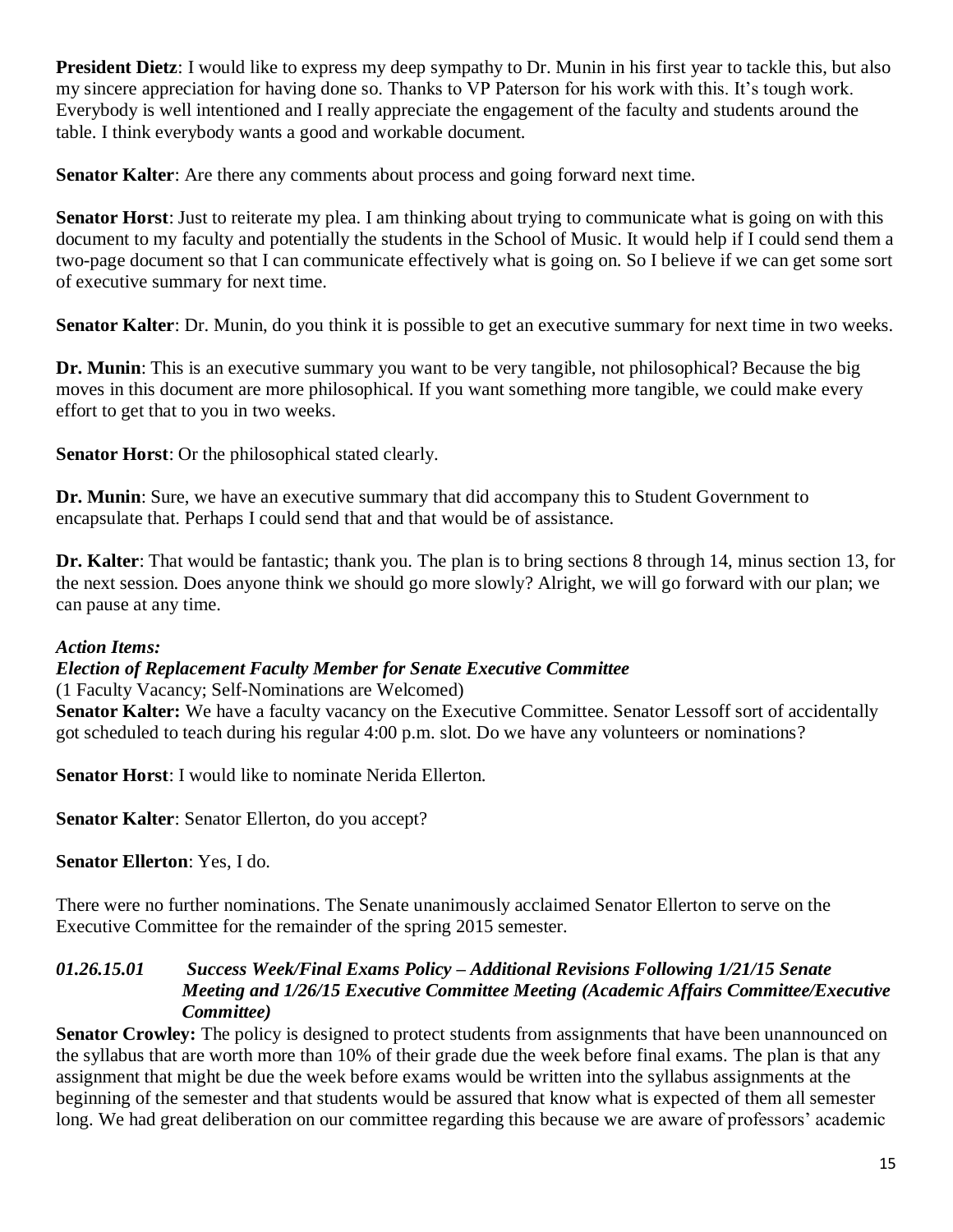**President Dietz**: I would like to express my deep sympathy to Dr. Munin in his first year to tackle this, but also my sincere appreciation for having done so. Thanks to VP Paterson for his work with this. It's tough work. Everybody is well intentioned and I really appreciate the engagement of the faculty and students around the table. I think everybody wants a good and workable document.

**Senator Kalter**: Are there any comments about process and going forward next time.

**Senator Horst**: Just to reiterate my plea. I am thinking about trying to communicate what is going on with this document to my faculty and potentially the students in the School of Music. It would help if I could send them a two-page document so that I can communicate effectively what is going on. So I believe if we can get some sort of executive summary for next time.

**Senator Kalter**: Dr. Munin, do you think it is possible to get an executive summary for next time in two weeks.

**Dr. Munin**: This is an executive summary you want to be very tangible, not philosophical? Because the big moves in this document are more philosophical. If you want something more tangible, we could make every effort to get that to you in two weeks.

**Senator Horst**: Or the philosophical stated clearly.

**Dr. Munin**: Sure, we have an executive summary that did accompany this to Student Government to encapsulate that. Perhaps I could send that and that would be of assistance.

**Dr. Kalter**: That would be fantastic; thank you. The plan is to bring sections 8 through 14, minus section 13, for the next session. Does anyone think we should go more slowly? Alright, we will go forward with our plan; we can pause at any time.

***Action Items:***

***Election of Replacement Faculty Member for Senate Executive Committee***

(1 Faculty Vacancy; Self-Nominations are Welcomed)

**Senator Kalter:** We have a faculty vacancy on the Executive Committee. Senator Lessoff sort of accidentally got scheduled to teach during his regular 4:00 p.m. slot. Do we have any volunteers or nominations?

**Senator Horst**: I would like to nominate Nerida Ellerton.

**Senator Kalter**: Senator Ellerton, do you accept?

**Senator Ellerton**: Yes, I do.

There were no further nominations. The Senate unanimously acclaimed Senator Ellerton to serve on the Executive Committee for the remainder of the spring 2015 semester.

***01.26.15.01 Success Week/Final Exams Policy – Additional Revisions Following 1/21/15 Senate Meeting and 1/26/15 Executive Committee Meeting (Academic Affairs Committee/Executive Committee)***

**Senator Crowley:** The policy is designed to protect students from assignments that have been unannounced on the syllabus that are worth more than 10% of their grade due the week before final exams. The plan is that any assignment that might be due the week before exams would be written into the syllabus assignments at the beginning of the semester and that students would be assured that know what is expected of them all semester long. We had great deliberation on our committee regarding this because we are aware of professors' academic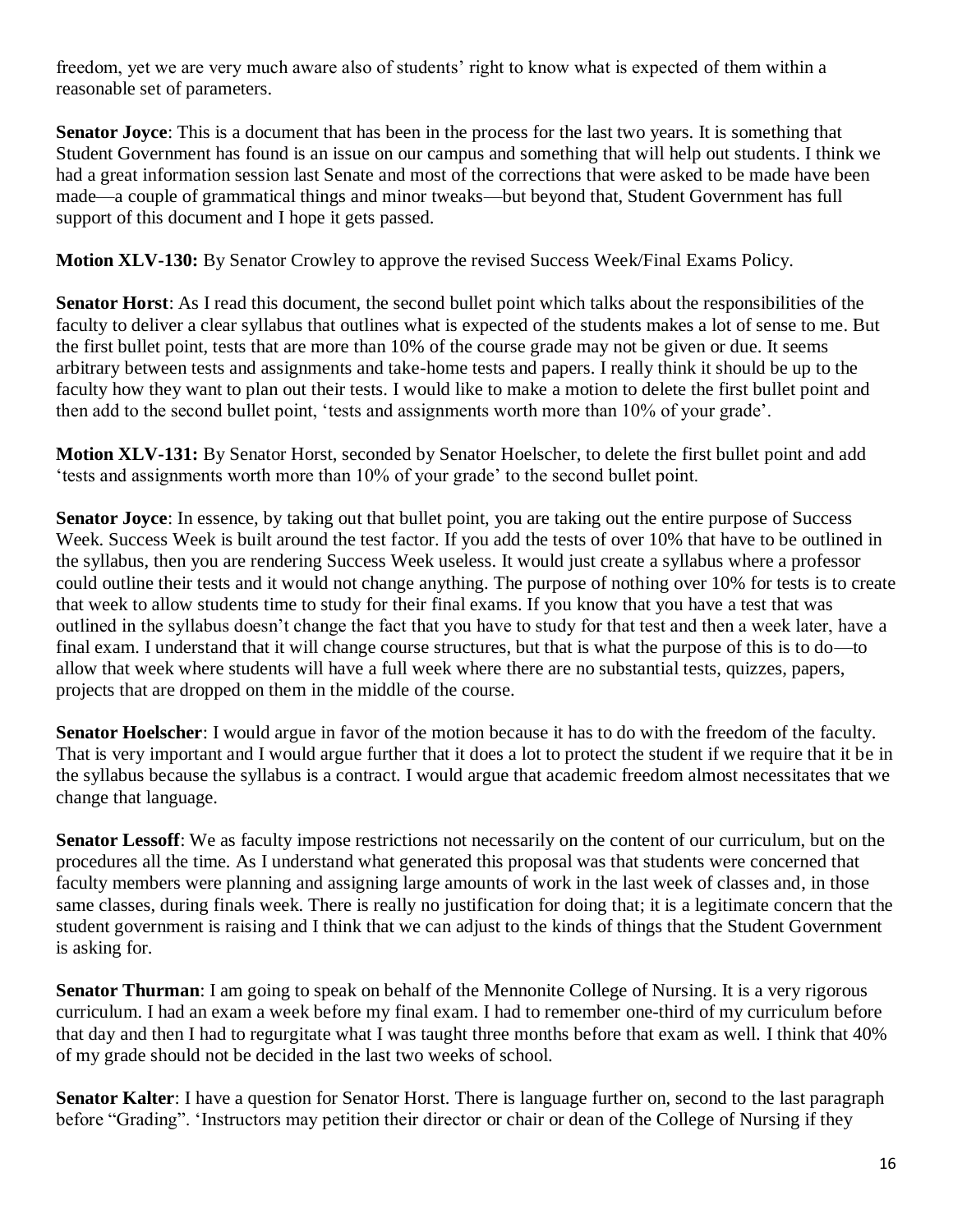freedom, yet we are very much aware also of students' right to know what is expected of them within a reasonable set of parameters.

**Senator Joyce**: This is a document that has been in the process for the last two years. It is something that Student Government has found is an issue on our campus and something that will help out students. I think we had a great information session last Senate and most of the corrections that were asked to be made have been made—a couple of grammatical things and minor tweaks—but beyond that, Student Government has full support of this document and I hope it gets passed.

**Motion XLV-130:** By Senator Crowley to approve the revised Success Week/Final Exams Policy.

**Senator Horst**: As I read this document, the second bullet point which talks about the responsibilities of the faculty to deliver a clear syllabus that outlines what is expected of the students makes a lot of sense to me. But the first bullet point, tests that are more than 10% of the course grade may not be given or due. It seems arbitrary between tests and assignments and take-home tests and papers. I really think it should be up to the faculty how they want to plan out their tests. I would like to make a motion to delete the first bullet point and then add to the second bullet point, 'tests and assignments worth more than 10% of your grade'.

**Motion XLV-131:** By Senator Horst, seconded by Senator Hoelscher, to delete the first bullet point and add 'tests and assignments worth more than 10% of your grade' to the second bullet point.

**Senator Joyce**: In essence, by taking out that bullet point, you are taking out the entire purpose of Success Week. Success Week is built around the test factor. If you add the tests of over 10% that have to be outlined in the syllabus, then you are rendering Success Week useless. It would just create a syllabus where a professor could outline their tests and it would not change anything. The purpose of nothing over 10% for tests is to create that week to allow students time to study for their final exams. If you know that you have a test that was outlined in the syllabus doesn't change the fact that you have to study for that test and then a week later, have a final exam. I understand that it will change course structures, but that is what the purpose of this is to do—to allow that week where students will have a full week where there are no substantial tests, quizzes, papers, projects that are dropped on them in the middle of the course.

**Senator Hoelscher**: I would argue in favor of the motion because it has to do with the freedom of the faculty. That is very important and I would argue further that it does a lot to protect the student if we require that it be in the syllabus because the syllabus is a contract. I would argue that academic freedom almost necessitates that we change that language.

**Senator Lessoff**: We as faculty impose restrictions not necessarily on the content of our curriculum, but on the procedures all the time. As I understand what generated this proposal was that students were concerned that faculty members were planning and assigning large amounts of work in the last week of classes and, in those same classes, during finals week. There is really no justification for doing that; it is a legitimate concern that the student government is raising and I think that we can adjust to the kinds of things that the Student Government is asking for.

**Senator Thurman**: I am going to speak on behalf of the Mennonite College of Nursing. It is a very rigorous curriculum. I had an exam a week before my final exam. I had to remember one-third of my curriculum before that day and then I had to regurgitate what I was taught three months before that exam as well. I think that 40% of my grade should not be decided in the last two weeks of school.

**Senator Kalter**: I have a question for Senator Horst. There is language further on, second to the last paragraph before "Grading". 'Instructors may petition their director or chair or dean of the College of Nursing if they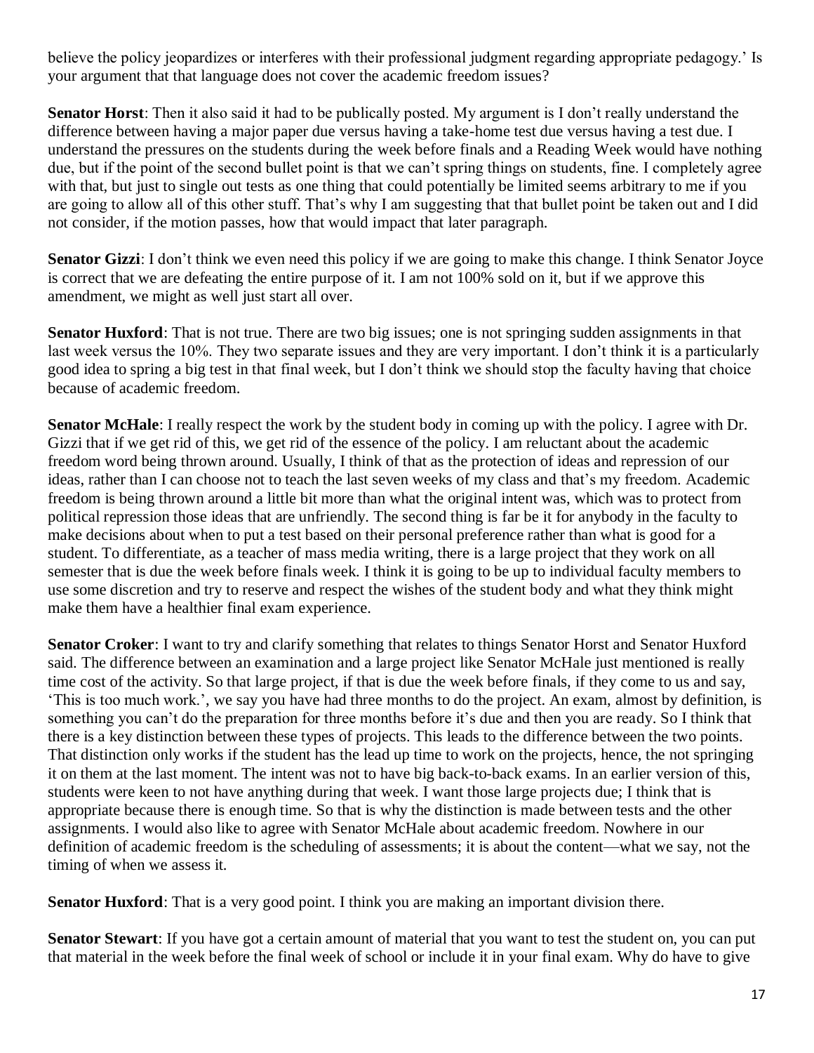believe the policy jeopardizes or interferes with their professional judgment regarding appropriate pedagogy.' Is your argument that that language does not cover the academic freedom issues?

**Senator Horst**: Then it also said it had to be publically posted. My argument is I don't really understand the difference between having a major paper due versus having a take-home test due versus having a test due. I understand the pressures on the students during the week before finals and a Reading Week would have nothing due, but if the point of the second bullet point is that we can't spring things on students, fine. I completely agree with that, but just to single out tests as one thing that could potentially be limited seems arbitrary to me if you are going to allow all of this other stuff. That's why I am suggesting that that bullet point be taken out and I did not consider, if the motion passes, how that would impact that later paragraph.

**Senator Gizzi**: I don't think we even need this policy if we are going to make this change. I think Senator Joyce is correct that we are defeating the entire purpose of it. I am not 100% sold on it, but if we approve this amendment, we might as well just start all over.

**Senator Huxford**: That is not true. There are two big issues; one is not springing sudden assignments in that last week versus the 10%. They two separate issues and they are very important. I don't think it is a particularly good idea to spring a big test in that final week, but I don't think we should stop the faculty having that choice because of academic freedom.

**Senator McHale**: I really respect the work by the student body in coming up with the policy. I agree with Dr. Gizzi that if we get rid of this, we get rid of the essence of the policy. I am reluctant about the academic freedom word being thrown around. Usually, I think of that as the protection of ideas and repression of our ideas, rather than I can choose not to teach the last seven weeks of my class and that's my freedom. Academic freedom is being thrown around a little bit more than what the original intent was, which was to protect from political repression those ideas that are unfriendly. The second thing is far be it for anybody in the faculty to make decisions about when to put a test based on their personal preference rather than what is good for a student. To differentiate, as a teacher of mass media writing, there is a large project that they work on all semester that is due the week before finals week. I think it is going to be up to individual faculty members to use some discretion and try to reserve and respect the wishes of the student body and what they think might make them have a healthier final exam experience.

**Senator Croker**: I want to try and clarify something that relates to things Senator Horst and Senator Huxford said. The difference between an examination and a large project like Senator McHale just mentioned is really time cost of the activity. So that large project, if that is due the week before finals, if they come to us and say, 'This is too much work.', we say you have had three months to do the project. An exam, almost by definition, is something you can't do the preparation for three months before it's due and then you are ready. So I think that there is a key distinction between these types of projects. This leads to the difference between the two points. That distinction only works if the student has the lead up time to work on the projects, hence, the not springing it on them at the last moment. The intent was not to have big back-to-back exams. In an earlier version of this, students were keen to not have anything during that week. I want those large projects due; I think that is appropriate because there is enough time. So that is why the distinction is made between tests and the other assignments. I would also like to agree with Senator McHale about academic freedom. Nowhere in our definition of academic freedom is the scheduling of assessments; it is about the content—what we say, not the timing of when we assess it.

**Senator Huxford**: That is a very good point. I think you are making an important division there.

**Senator Stewart**: If you have got a certain amount of material that you want to test the student on, you can put that material in the week before the final week of school or include it in your final exam. Why do have to give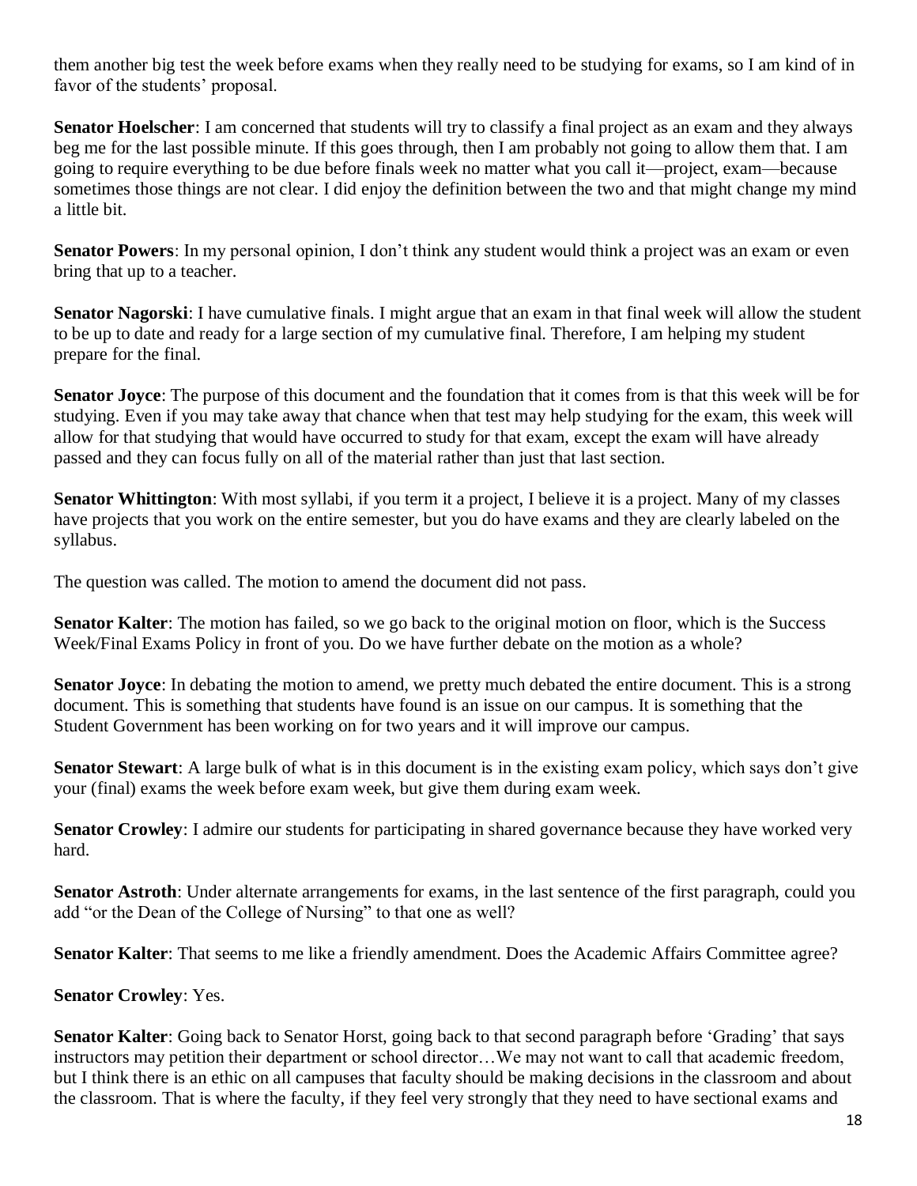them another big test the week before exams when they really need to be studying for exams, so I am kind of in favor of the students' proposal.

**Senator Hoelscher**: I am concerned that students will try to classify a final project as an exam and they always beg me for the last possible minute. If this goes through, then I am probably not going to allow them that. I am going to require everything to be due before finals week no matter what you call it—project, exam—because sometimes those things are not clear. I did enjoy the definition between the two and that might change my mind a little bit.

**Senator Powers**: In my personal opinion, I don't think any student would think a project was an exam or even bring that up to a teacher.

**Senator Nagorski**: I have cumulative finals. I might argue that an exam in that final week will allow the student to be up to date and ready for a large section of my cumulative final. Therefore, I am helping my student prepare for the final.

**Senator Joyce**: The purpose of this document and the foundation that it comes from is that this week will be for studying. Even if you may take away that chance when that test may help studying for the exam, this week will allow for that studying that would have occurred to study for that exam, except the exam will have already passed and they can focus fully on all of the material rather than just that last section.

**Senator Whittington**: With most syllabi, if you term it a project, I believe it is a project. Many of my classes have projects that you work on the entire semester, but you do have exams and they are clearly labeled on the syllabus.

The question was called. The motion to amend the document did not pass.

**Senator Kalter**: The motion has failed, so we go back to the original motion on floor, which is the Success Week/Final Exams Policy in front of you. Do we have further debate on the motion as a whole?

**Senator Joyce**: In debating the motion to amend, we pretty much debated the entire document. This is a strong document. This is something that students have found is an issue on our campus. It is something that the Student Government has been working on for two years and it will improve our campus.

**Senator Stewart**: A large bulk of what is in this document is in the existing exam policy, which says don't give your (final) exams the week before exam week, but give them during exam week.

**Senator Crowley**: I admire our students for participating in shared governance because they have worked very hard.

**Senator Astroth**: Under alternate arrangements for exams, in the last sentence of the first paragraph, could you add "or the Dean of the College of Nursing" to that one as well?

**Senator Kalter**: That seems to me like a friendly amendment. Does the Academic Affairs Committee agree?

**Senator Crowley**: Yes.

**Senator Kalter**: Going back to Senator Horst, going back to that second paragraph before 'Grading' that says instructors may petition their department or school director…We may not want to call that academic freedom, but I think there is an ethic on all campuses that faculty should be making decisions in the classroom and about the classroom. That is where the faculty, if they feel very strongly that they need to have sectional exams and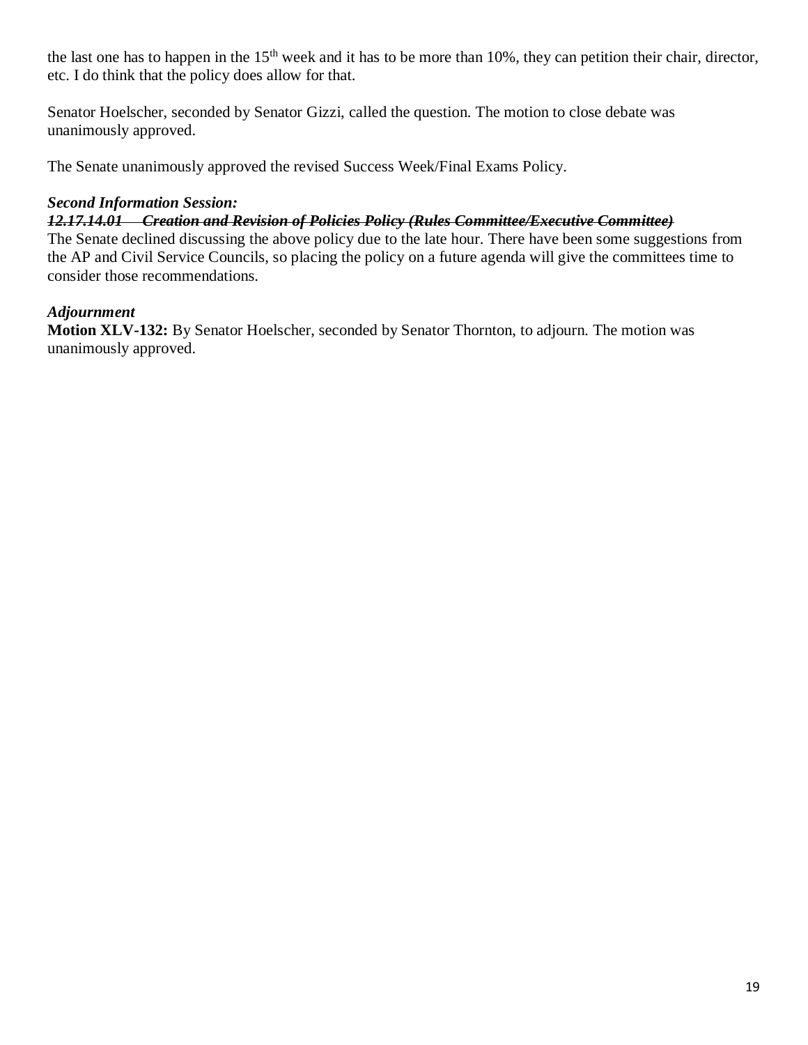the last one has to happen in the 15th week and it has to be more than 10%, they can petition their chair, director, etc. I do think that the policy does allow for that.

Senator Hoelscher, seconded by Senator Gizzi, called the question. The motion to close debate was unanimously approved.

The Senate unanimously approved the revised Success Week/Final Exams Policy.

***Second Information Session:***

~~***12.17.14.01 Creation and Revision of Policies Policy (Rules Committee/Executive Committee)***~~

The Senate declined discussing the above policy due to the late hour. There have been some suggestions from the AP and Civil Service Councils, so placing the policy on a future agenda will give the committees time to consider those recommendations.

***Adjournment***

**Motion XLV-132:** By Senator Hoelscher, seconded by Senator Thornton, to adjourn. The motion was unanimously approved.